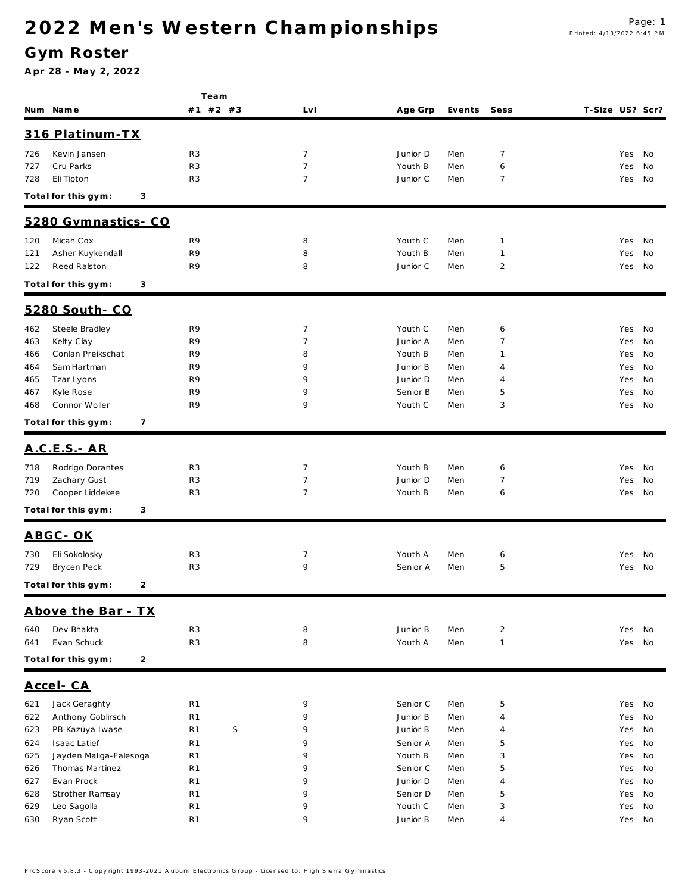# 2022 Men's Western Championships

## Gym Roster

**Apr 28 - May 2, 2022**

### 316 Platinum-TX

| Num | Name | Team #1 | Team #2 | Team #3 | Lvl | Age Grp | Events | Sess | T-Size | US? | Scr? |
|---|---|---|---|---|---|---|---|---|---|---|---|
| 726 | Kevin Jansen | R3 | | | 7 | Junior D | Men | 7 | | Yes | No |
| 727 | Cru Parks | R3 | | | 7 | Youth B | Men | 6 | | Yes | No |
| 728 | Eli Tipton | R3 | | | 7 | Junior C | Men | 7 | | Yes | No |

**Total for this gym: 3**

### 5280 Gymnastics- CO

| Num | Name | Team #1 | Team #2 | Team #3 | Lvl | Age Grp | Events | Sess | T-Size | US? | Scr? |
|---|---|---|---|---|---|---|---|---|---|---|---|
| 120 | Micah Cox | R9 | | | 8 | Youth C | Men | 1 | | Yes | No |
| 121 | Asher Kuykendall | R9 | | | 8 | Youth B | Men | 1 | | Yes | No |
| 122 | Reed Ralston | R9 | | | 8 | Junior C | Men | 2 | | Yes | No |

**Total for this gym: 3**

### 5280 South- CO

| Num | Name | Team #1 | Team #2 | Team #3 | Lvl | Age Grp | Events | Sess | T-Size | US? | Scr? |
|---|---|---|---|---|---|---|---|---|---|---|---|
| 462 | Steele Bradley | R9 | | | 7 | Youth C | Men | 6 | | Yes | No |
| 463 | Kelty Clay | R9 | | | 7 | Junior A | Men | 7 | | Yes | No |
| 466 | Conlan Preikschat | R9 | | | 8 | Youth B | Men | 1 | | Yes | No |
| 464 | Sam Hartman | R9 | | | 9 | Junior B | Men | 4 | | Yes | No |
| 465 | Tzar Lyons | R9 | | | 9 | Junior D | Men | 4 | | Yes | No |
| 467 | Kyle Rose | R9 | | | 9 | Senior B | Men | 5 | | Yes | No |
| 468 | Connor Woller | R9 | | | 9 | Youth C | Men | 3 | | Yes | No |

**Total for this gym: 7**

### A.C.E.S.- AR

| Num | Name | Team #1 | Team #2 | Team #3 | Lvl | Age Grp | Events | Sess | T-Size | US? | Scr? |
|---|---|---|---|---|---|---|---|---|---|---|---|
| 718 | Rodrigo Dorantes | R3 | | | 7 | Youth B | Men | 6 | | Yes | No |
| 719 | Zachary Gust | R3 | | | 7 | Junior D | Men | 7 | | Yes | No |
| 720 | Cooper Liddekee | R3 | | | 7 | Youth B | Men | 6 | | Yes | No |

**Total for this gym: 3**

### ABGC- OK

| Num | Name | Team #1 | Team #2 | Team #3 | Lvl | Age Grp | Events | Sess | T-Size | US? | Scr? |
|---|---|---|---|---|---|---|---|---|---|---|---|
| 730 | Eli Sokolosky | R3 | | | 7 | Youth A | Men | 6 | | Yes | No |
| 729 | Brycen Peck | R3 | | | 9 | Senior A | Men | 5 | | Yes | No |

**Total for this gym: 2**

### Above the Bar - TX

| Num | Name | Team #1 | Team #2 | Team #3 | Lvl | Age Grp | Events | Sess | T-Size | US? | Scr? |
|---|---|---|---|---|---|---|---|---|---|---|---|
| 640 | Dev Bhakta | R3 | | | 8 | Junior B | Men | 2 | | Yes | No |
| 641 | Evan Schuck | R3 | | | 8 | Youth A | Men | 1 | | Yes | No |

**Total for this gym: 2**

### Accel- CA

| Num | Name | Team #1 | Team #2 | Team #3 | Lvl | Age Grp | Events | Sess | T-Size | US? | Scr? |
|---|---|---|---|---|---|---|---|---|---|---|---|
| 621 | Jack Geraghty | R1 | | | 9 | Senior C | Men | 5 | | Yes | No |
| 622 | Anthony Goblirsch | R1 | | | 9 | Junior B | Men | 4 | | Yes | No |
| 623 | PB-Kazuya Iwase | R1 | S | | 9 | Junior B | Men | 4 | | Yes | No |
| 624 | Isaac Latief | R1 | | | 9 | Senior A | Men | 5 | | Yes | No |
| 625 | Jayden Maliga-Falesoga | R1 | | | 9 | Youth B | Men | 3 | | Yes | No |
| 626 | Thomas Martinez | R1 | | | 9 | Senior C | Men | 5 | | Yes | No |
| 627 | Evan Prock | R1 | | | 9 | Junior D | Men | 4 | | Yes | No |
| 628 | Strother Ramsay | R1 | | | 9 | Senior D | Men | 5 | | Yes | No |
| 629 | Leo Sagolla | R1 | | | 9 | Youth C | Men | 3 | | Yes | No |
| 630 | Ryan Scott | R1 | | | 9 | Junior B | Men | 4 | | Yes | No |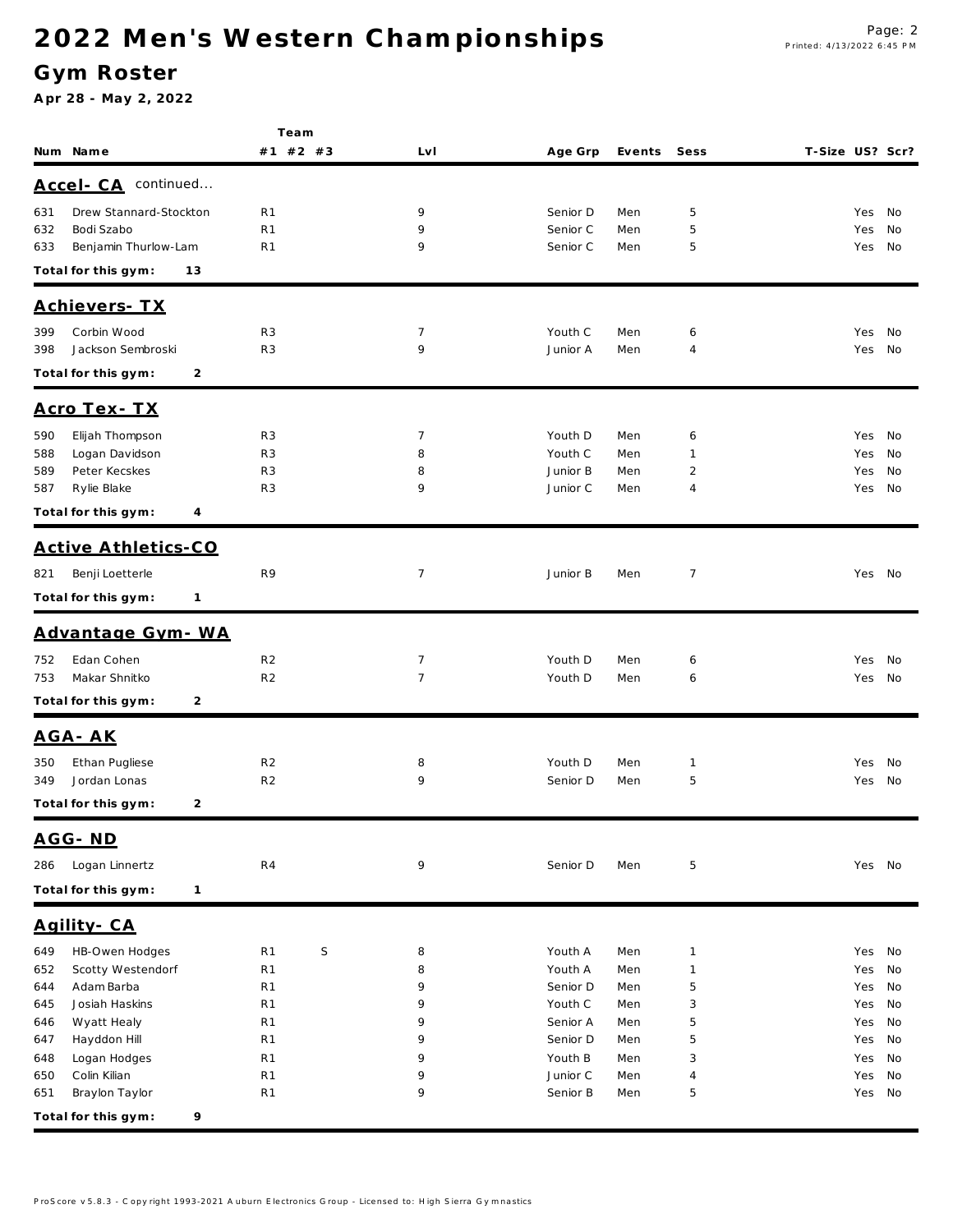# 2022 Men's Western Championships

## Gym Roster

**Apr 28 - May 2, 2022**

| Num | Name | Team #1 | Team #2 | Team #3 | Lvl | Age Grp | Events | Sess | T-Size | US? | Scr? |
|---|---|---|---|---|---|---|---|---|---|---|---|
| **Accel- CA** continued... | | | | | | | | | | | |
| 631 | Drew Stannard-Stockton | R1 | | | 9 | Senior D | Men | 5 | | Yes | No |
| 632 | Bodi Szabo | R1 | | | 9 | Senior C | Men | 5 | | Yes | No |
| 633 | Benjamin Thurlow-Lam | R1 | | | 9 | Senior C | Men | 5 | | Yes | No |
| **Total for this gym:** | **13** | | | | | | | | | | |
| **Achievers- TX** | | | | | | | | | | | |
| 399 | Corbin Wood | R3 | | | 7 | Youth C | Men | 6 | | Yes | No |
| 398 | Jackson Sembroski | R3 | | | 9 | Junior A | Men | 4 | | Yes | No |
| **Total for this gym:** | **2** | | | | | | | | | | |
| **Acro Tex- TX** | | | | | | | | | | | |
| 590 | Elijah Thompson | R3 | | | 7 | Youth D | Men | 6 | | Yes | No |
| 588 | Logan Davidson | R3 | | | 8 | Youth C | Men | 1 | | Yes | No |
| 589 | Peter Kecskes | R3 | | | 8 | Junior B | Men | 2 | | Yes | No |
| 587 | Rylie Blake | R3 | | | 9 | Junior C | Men | 4 | | Yes | No |
| **Total for this gym:** | **4** | | | | | | | | | | |
| **Active Athletics-CO** | | | | | | | | | | | |
| 821 | Benji Loetterle | R9 | | | 7 | Junior B | Men | 7 | | Yes | No |
| **Total for this gym:** | **1** | | | | | | | | | | |
| **Advantage Gym- WA** | | | | | | | | | | | |
| 752 | Edan Cohen | R2 | | | 7 | Youth D | Men | 6 | | Yes | No |
| 753 | Makar Shnitko | R2 | | | 7 | Youth D | Men | 6 | | Yes | No |
| **Total for this gym:** | **2** | | | | | | | | | | |
| **AGA- AK** | | | | | | | | | | | |
| 350 | Ethan Pugliese | R2 | | | 8 | Youth D | Men | 1 | | Yes | No |
| 349 | Jordan Lonas | R2 | | | 9 | Senior D | Men | 5 | | Yes | No |
| **Total for this gym:** | **2** | | | | | | | | | | |
| **AGG- ND** | | | | | | | | | | | |
| 286 | Logan Linnertz | R4 | | | 9 | Senior D | Men | 5 | | Yes | No |
| **Total for this gym:** | **1** | | | | | | | | | | |
| **Agility- CA** | | | | | | | | | | | |
| 649 | HB-Owen Hodges | R1 | S | | 8 | Youth A | Men | 1 | | Yes | No |
| 652 | Scotty Westendorf | R1 | | | 8 | Youth A | Men | 1 | | Yes | No |
| 644 | Adam Barba | R1 | | | 9 | Senior D | Men | 5 | | Yes | No |
| 645 | Josiah Haskins | R1 | | | 9 | Youth C | Men | 3 | | Yes | No |
| 646 | Wyatt Healy | R1 | | | 9 | Senior A | Men | 5 | | Yes | No |
| 647 | Hayddon Hill | R1 | | | 9 | Senior D | Men | 5 | | Yes | No |
| 648 | Logan Hodges | R1 | | | 9 | Youth B | Men | 3 | | Yes | No |
| 650 | Colin Kilian | R1 | | | 9 | Junior C | Men | 4 | | Yes | No |
| 651 | Braylon Taylor | R1 | | | 9 | Senior B | Men | 5 | | Yes | No |
| **Total for this gym:** | **9** | | | | | | | | | | |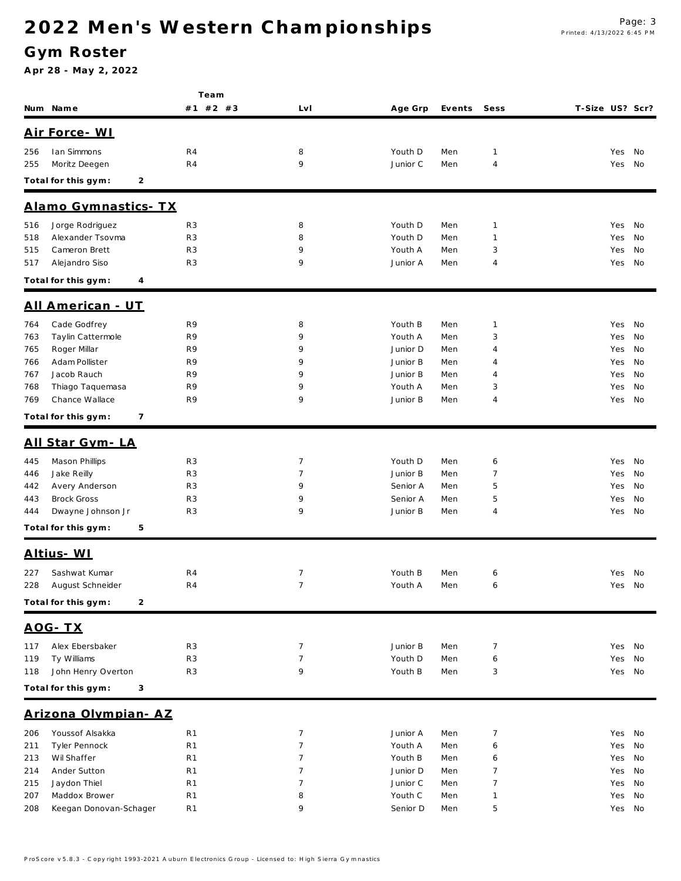# 2022 Men's Western Championships

## Gym Roster

**Apr 28 - May 2, 2022**

| Num | Name | Team #1 | #2 | #3 | Lvl | Age Grp | Events | Sess | T-Size | US? | Scr? |
|---|---|---|---|---|---|---|---|---|---|---|---|

### Air Force- WI

| Num | Name | Team #1 | #2 | #3 | Lvl | Age Grp | Events | Sess | T-Size | US? | Scr? |
|---|---|---|---|---|---|---|---|---|---|---|---|
| 256 | Ian Simmons | R4 | | | 8 | Youth D | Men | 1 | | Yes | No |
| 255 | Moritz Deegen | R4 | | | 9 | Junior C | Men | 4 | | Yes | No |

**Total for this gym: 2**

### Alamo Gymnastics- TX

| Num | Name | Team #1 | #2 | #3 | Lvl | Age Grp | Events | Sess | T-Size | US? | Scr? |
|---|---|---|---|---|---|---|---|---|---|---|---|
| 516 | Jorge Rodriguez | R3 | | | 8 | Youth D | Men | 1 | | Yes | No |
| 518 | Alexander Tsovma | R3 | | | 8 | Youth D | Men | 1 | | Yes | No |
| 515 | Cameron Brett | R3 | | | 9 | Youth A | Men | 3 | | Yes | No |
| 517 | Alejandro Siso | R3 | | | 9 | Junior A | Men | 4 | | Yes | No |

**Total for this gym: 4**

### All American - UT

| Num | Name | Team #1 | #2 | #3 | Lvl | Age Grp | Events | Sess | T-Size | US? | Scr? |
|---|---|---|---|---|---|---|---|---|---|---|---|
| 764 | Cade Godfrey | R9 | | | 8 | Youth B | Men | 1 | | Yes | No |
| 763 | Taylin Cattermole | R9 | | | 9 | Youth A | Men | 3 | | Yes | No |
| 765 | Roger Millar | R9 | | | 9 | Junior D | Men | 4 | | Yes | No |
| 766 | Adam Pollister | R9 | | | 9 | Junior B | Men | 4 | | Yes | No |
| 767 | Jacob Rauch | R9 | | | 9 | Junior B | Men | 4 | | Yes | No |
| 768 | Thiago Taquemasa | R9 | | | 9 | Youth A | Men | 3 | | Yes | No |
| 769 | Chance Wallace | R9 | | | 9 | Junior B | Men | 4 | | Yes | No |

**Total for this gym: 7**

### All Star Gym- LA

| Num | Name | Team #1 | #2 | #3 | Lvl | Age Grp | Events | Sess | T-Size | US? | Scr? |
|---|---|---|---|---|---|---|---|---|---|---|---|
| 445 | Mason Phillips | R3 | | | 7 | Youth D | Men | 6 | | Yes | No |
| 446 | Jake Reilly | R3 | | | 7 | Junior B | Men | 7 | | Yes | No |
| 442 | Avery Anderson | R3 | | | 9 | Senior A | Men | 5 | | Yes | No |
| 443 | Brock Gross | R3 | | | 9 | Senior A | Men | 5 | | Yes | No |
| 444 | Dwayne Johnson Jr | R3 | | | 9 | Junior B | Men | 4 | | Yes | No |

**Total for this gym: 5**

### Altius- WI

| Num | Name | Team #1 | #2 | #3 | Lvl | Age Grp | Events | Sess | T-Size | US? | Scr? |
|---|---|---|---|---|---|---|---|---|---|---|---|
| 227 | Sashwat Kumar | R4 | | | 7 | Youth B | Men | 6 | | Yes | No |
| 228 | August Schneider | R4 | | | 7 | Youth A | Men | 6 | | Yes | No |

**Total for this gym: 2**

### AOG- TX

| Num | Name | Team #1 | #2 | #3 | Lvl | Age Grp | Events | Sess | T-Size | US? | Scr? |
|---|---|---|---|---|---|---|---|---|---|---|---|
| 117 | Alex Ebersbaker | R3 | | | 7 | Junior B | Men | 7 | | Yes | No |
| 119 | Ty Williams | R3 | | | 7 | Youth D | Men | 6 | | Yes | No |
| 118 | John Henry Overton | R3 | | | 9 | Youth B | Men | 3 | | Yes | No |

**Total for this gym: 3**

### Arizona Olympian- AZ

| Num | Name | Team #1 | #2 | #3 | Lvl | Age Grp | Events | Sess | T-Size | US? | Scr? |
|---|---|---|---|---|---|---|---|---|---|---|---|
| 206 | Youssof Alsakka | R1 | | | 7 | Junior A | Men | 7 | | Yes | No |
| 211 | Tyler Pennock | R1 | | | 7 | Youth A | Men | 6 | | Yes | No |
| 213 | Wil Shaffer | R1 | | | 7 | Youth B | Men | 6 | | Yes | No |
| 214 | Ander Sutton | R1 | | | 7 | Junior D | Men | 7 | | Yes | No |
| 215 | Jaydon Thiel | R1 | | | 7 | Junior C | Men | 7 | | Yes | No |
| 207 | Maddox Brower | R1 | | | 8 | Youth C | Men | 1 | | Yes | No |
| 208 | Keegan Donovan-Schager | R1 | | | 9 | Senior D | Men | 5 | | Yes | No |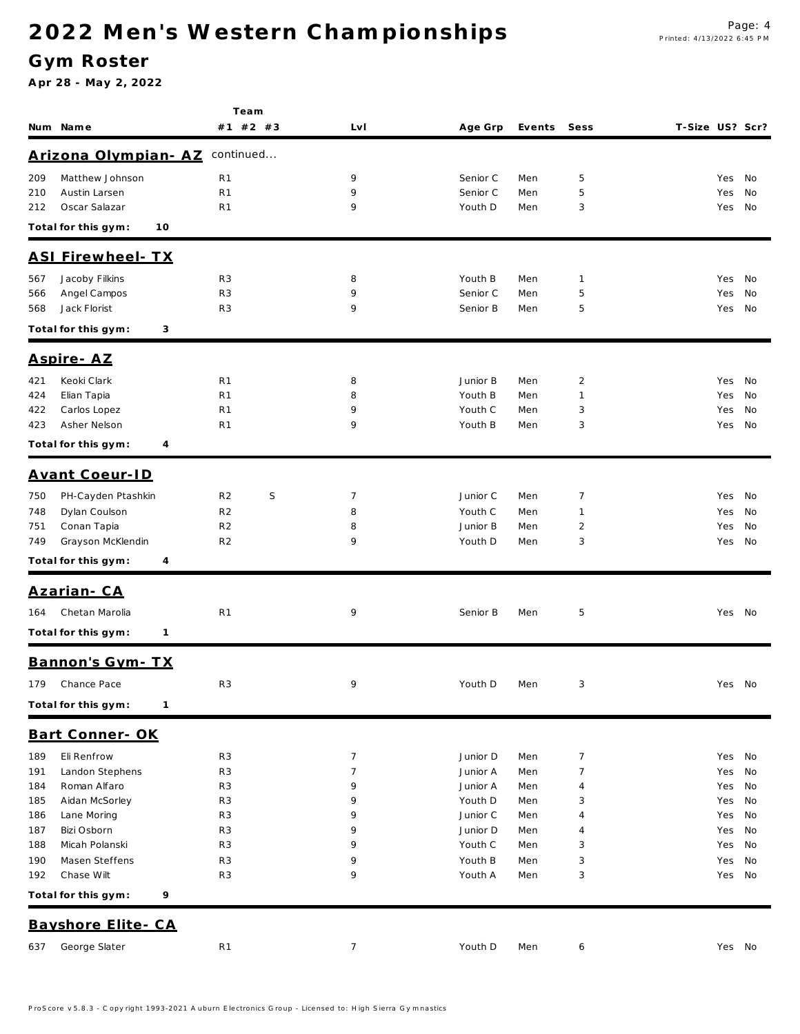# 2022 Men's Western Championships

## Gym Roster

**Apr 28 - May 2, 2022**

| Num | Name | Team #1 | Team #2 | Team #3 | Lvl | Age Grp | Events | Sess | T-Size | US? | Scr? |
|---|---|---|---|---|---|---|---|---|---|---|---|

### Arizona Olympian- AZ continued...

| Num | Name | Team #1 | Team #2 | Team #3 | Lvl | Age Grp | Events | Sess | T-Size | US? | Scr? |
|---|---|---|---|---|---|---|---|---|---|---|---|
| 209 | Matthew Johnson | R1 | | | 9 | Senior C | Men | 5 | | Yes | No |
| 210 | Austin Larsen | R1 | | | 9 | Senior C | Men | 5 | | Yes | No |
| 212 | Oscar Salazar | R1 | | | 9 | Youth D | Men | 3 | | Yes | No |

**Total for this gym: 10**

### ASI Firewheel- TX

| Num | Name | Team #1 | Team #2 | Team #3 | Lvl | Age Grp | Events | Sess | T-Size | US? | Scr? |
|---|---|---|---|---|---|---|---|---|---|---|---|
| 567 | Jacoby Filkins | R3 | | | 8 | Youth B | Men | 1 | | Yes | No |
| 566 | Angel Campos | R3 | | | 9 | Senior C | Men | 5 | | Yes | No |
| 568 | Jack Florist | R3 | | | 9 | Senior B | Men | 5 | | Yes | No |

**Total for this gym: 3**

### Aspire- AZ

| Num | Name | Team #1 | Team #2 | Team #3 | Lvl | Age Grp | Events | Sess | T-Size | US? | Scr? |
|---|---|---|---|---|---|---|---|---|---|---|---|
| 421 | Keoki Clark | R1 | | | 8 | Junior B | Men | 2 | | Yes | No |
| 424 | Elian Tapia | R1 | | | 8 | Youth B | Men | 1 | | Yes | No |
| 422 | Carlos Lopez | R1 | | | 9 | Youth C | Men | 3 | | Yes | No |
| 423 | Asher Nelson | R1 | | | 9 | Youth B | Men | 3 | | Yes | No |

**Total for this gym: 4**

### Avant Coeur-ID

| Num | Name | Team #1 | Team #2 | Team #3 | Lvl | Age Grp | Events | Sess | T-Size | US? | Scr? |
|---|---|---|---|---|---|---|---|---|---|---|---|
| 750 | PH-Cayden Ptashkin | R2 | | S | 7 | Junior C | Men | 7 | | Yes | No |
| 748 | Dylan Coulson | R2 | | | 8 | Youth C | Men | 1 | | Yes | No |
| 751 | Conan Tapia | R2 | | | 8 | Junior B | Men | 2 | | Yes | No |
| 749 | Grayson McKlendin | R2 | | | 9 | Youth D | Men | 3 | | Yes | No |

**Total for this gym: 4**

### Azarian- CA

| Num | Name | Team #1 | Team #2 | Team #3 | Lvl | Age Grp | Events | Sess | T-Size | US? | Scr? |
|---|---|---|---|---|---|---|---|---|---|---|---|
| 164 | Chetan Marolia | R1 | | | 9 | Senior B | Men | 5 | | Yes | No |

**Total for this gym: 1**

### Bannon's Gym- TX

| Num | Name | Team #1 | Team #2 | Team #3 | Lvl | Age Grp | Events | Sess | T-Size | US? | Scr? |
|---|---|---|---|---|---|---|---|---|---|---|---|
| 179 | Chance Pace | R3 | | | 9 | Youth D | Men | 3 | | Yes | No |

**Total for this gym: 1**

### Bart Conner- OK

| Num | Name | Team #1 | Team #2 | Team #3 | Lvl | Age Grp | Events | Sess | T-Size | US? | Scr? |
|---|---|---|---|---|---|---|---|---|---|---|---|
| 189 | Eli Renfrow | R3 | | | 7 | Junior D | Men | 7 | | Yes | No |
| 191 | Landon Stephens | R3 | | | 7 | Junior A | Men | 7 | | Yes | No |
| 184 | Roman Alfaro | R3 | | | 9 | Junior A | Men | 4 | | Yes | No |
| 185 | Aidan McSorley | R3 | | | 9 | Youth D | Men | 3 | | Yes | No |
| 186 | Lane Moring | R3 | | | 9 | Junior C | Men | 4 | | Yes | No |
| 187 | Bizi Osborn | R3 | | | 9 | Junior D | Men | 4 | | Yes | No |
| 188 | Micah Polanski | R3 | | | 9 | Youth C | Men | 3 | | Yes | No |
| 190 | Masen Steffens | R3 | | | 9 | Youth B | Men | 3 | | Yes | No |
| 192 | Chase Wilt | R3 | | | 9 | Youth A | Men | 3 | | Yes | No |

**Total for this gym: 9**

### Bayshore Elite- CA

| Num | Name | Team #1 | Team #2 | Team #3 | Lvl | Age Grp | Events | Sess | T-Size | US? | Scr? |
|---|---|---|---|---|---|---|---|---|---|---|---|
| 637 | George Slater | R1 | | | 7 | Youth D | Men | 6 | | Yes | No |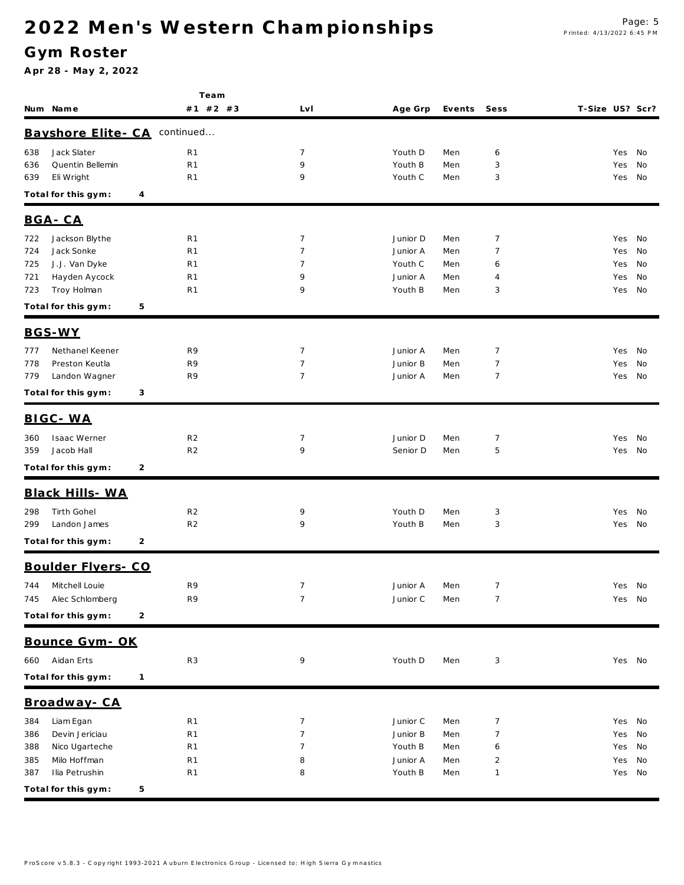# 2022 Men's Western Championships

## Gym Roster

**Apr 28 - May 2, 2022**

| Num | Name | Team #1 | #2 | #3 | Lvl | Age Grp | Events | Sess | T-Size | US? | Scr? |
|---|---|---|---|---|---|---|---|---|---|---|---|
| **Bayshore Elite- CA** continued... | | | | | | | | | | | |
| 638 | Jack Slater | R1 | | | 7 | Youth D | Men | 6 | | Yes | No |
| 636 | Quentin Bellemin | R1 | | | 9 | Youth B | Men | 3 | | Yes | No |
| 639 | Eli Wright | R1 | | | 9 | Youth C | Men | 3 | | Yes | No |
| **Total for this gym:** | **4** | | | | | | | | | | |
| **BGA- CA** | | | | | | | | | | | |
| 722 | Jackson Blythe | R1 | | | 7 | Junior D | Men | 7 | | Yes | No |
| 724 | Jack Sonke | R1 | | | 7 | Junior A | Men | 7 | | Yes | No |
| 725 | J.J. Van Dyke | R1 | | | 7 | Youth C | Men | 6 | | Yes | No |
| 721 | Hayden Aycock | R1 | | | 9 | Junior A | Men | 4 | | Yes | No |
| 723 | Troy Holman | R1 | | | 9 | Youth B | Men | 3 | | Yes | No |
| **Total for this gym:** | **5** | | | | | | | | | | |
| **BGS-WY** | | | | | | | | | | | |
| 777 | Nethanel Keener | R9 | | | 7 | Junior A | Men | 7 | | Yes | No |
| 778 | Preston Keutla | R9 | | | 7 | Junior B | Men | 7 | | Yes | No |
| 779 | Landon Wagner | R9 | | | 7 | Junior A | Men | 7 | | Yes | No |
| **Total for this gym:** | **3** | | | | | | | | | | |
| **BIGC- WA** | | | | | | | | | | | |
| 360 | Isaac Werner | R2 | | | 7 | Junior D | Men | 7 | | Yes | No |
| 359 | Jacob Hall | R2 | | | 9 | Senior D | Men | 5 | | Yes | No |
| **Total for this gym:** | **2** | | | | | | | | | | |
| **Black Hills- WA** | | | | | | | | | | | |
| 298 | Tirth Gohel | R2 | | | 9 | Youth D | Men | 3 | | Yes | No |
| 299 | Landon James | R2 | | | 9 | Youth B | Men | 3 | | Yes | No |
| **Total for this gym:** | **2** | | | | | | | | | | |
| **Boulder Flyers- CO** | | | | | | | | | | | |
| 744 | Mitchell Louie | R9 | | | 7 | Junior A | Men | 7 | | Yes | No |
| 745 | Alec Schlomberg | R9 | | | 7 | Junior C | Men | 7 | | Yes | No |
| **Total for this gym:** | **2** | | | | | | | | | | |
| **Bounce Gym- OK** | | | | | | | | | | | |
| 660 | Aidan Erts | R3 | | | 9 | Youth D | Men | 3 | | Yes | No |
| **Total for this gym:** | **1** | | | | | | | | | | |
| **Broadway- CA** | | | | | | | | | | | |
| 384 | Liam Egan | R1 | | | 7 | Junior C | Men | 7 | | Yes | No |
| 386 | Devin Jericiau | R1 | | | 7 | Junior B | Men | 7 | | Yes | No |
| 388 | Nico Ugarteche | R1 | | | 7 | Youth B | Men | 6 | | Yes | No |
| 385 | Milo Hoffman | R1 | | | 8 | Junior A | Men | 2 | | Yes | No |
| 387 | Ilia Petrushin | R1 | | | 8 | Youth B | Men | 1 | | Yes | No |
| **Total for this gym:** | **5** | | | | | | | | | | |

ProScore v5.8.3 - Copyright 1993-2021 Auburn Electronics Group - Licensed to: High Sierra Gymnastics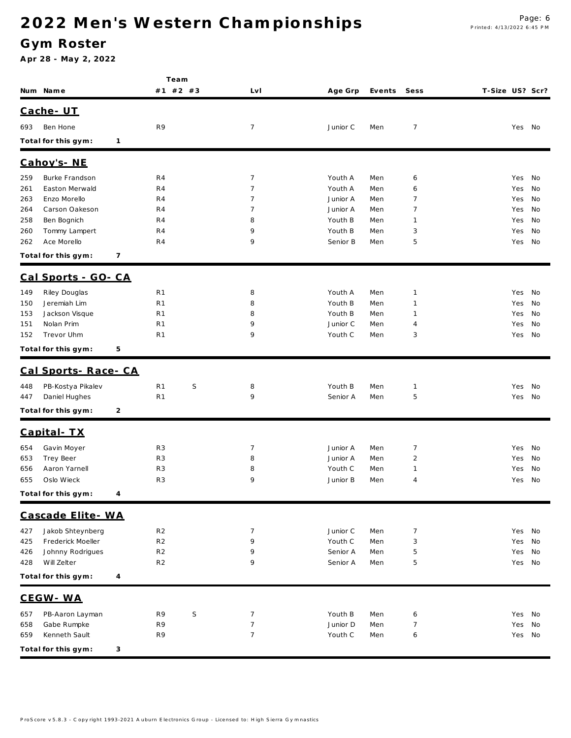# 2022 Men's Western Championships

## Gym Roster

**Apr 28 - May 2, 2022**

| Num | Name | Team #1 | #2 | #3 | Lvl | Age Grp | Events | Sess | T-Size | US? | Scr? |
|---|---|---|---|---|---|---|---|---|---|---|---|
| **Cache- UT** | | | | | | | | | | | |
| 693 | Ben Hone | R9 | | | 7 | Junior C | Men | 7 | | Yes | No |
| **Total for this gym:** | **1** | | | | | | | | | | |
| **Cahoy's- NE** | | | | | | | | | | | |
| 259 | Burke Frandson | R4 | | | 7 | Youth A | Men | 6 | | Yes | No |
| 261 | Easton Merwald | R4 | | | 7 | Youth A | Men | 6 | | Yes | No |
| 263 | Enzo Morello | R4 | | | 7 | Junior A | Men | 7 | | Yes | No |
| 264 | Carson Oakeson | R4 | | | 7 | Junior A | Men | 7 | | Yes | No |
| 258 | Ben Bognich | R4 | | | 8 | Youth B | Men | 1 | | Yes | No |
| 260 | Tommy Lampert | R4 | | | 9 | Youth B | Men | 3 | | Yes | No |
| 262 | Ace Morello | R4 | | | 9 | Senior B | Men | 5 | | Yes | No |
| **Total for this gym:** | **7** | | | | | | | | | | |
| **Cal Sports - GO- CA** | | | | | | | | | | | |
| 149 | Riley Douglas | R1 | | | 8 | Youth A | Men | 1 | | Yes | No |
| 150 | Jeremiah Lim | R1 | | | 8 | Youth B | Men | 1 | | Yes | No |
| 153 | Jackson Visque | R1 | | | 8 | Youth B | Men | 1 | | Yes | No |
| 151 | Nolan Prim | R1 | | | 9 | Junior C | Men | 4 | | Yes | No |
| 152 | Trevor Uhm | R1 | | | 9 | Youth C | Men | 3 | | Yes | No |
| **Total for this gym:** | **5** | | | | | | | | | | |
| **Cal Sports- Race- CA** | | | | | | | | | | | |
| 448 | PB-Kostya Pikalev | R1 | S | | 8 | Youth B | Men | 1 | | Yes | No |
| 447 | Daniel Hughes | R1 | | | 9 | Senior A | Men | 5 | | Yes | No |
| **Total for this gym:** | **2** | | | | | | | | | | |
| **Capital- TX** | | | | | | | | | | | |
| 654 | Gavin Moyer | R3 | | | 7 | Junior A | Men | 7 | | Yes | No |
| 653 | Trey Beer | R3 | | | 8 | Junior A | Men | 2 | | Yes | No |
| 656 | Aaron Yarnell | R3 | | | 8 | Youth C | Men | 1 | | Yes | No |
| 655 | Oslo Wieck | R3 | | | 9 | Junior B | Men | 4 | | Yes | No |
| **Total for this gym:** | **4** | | | | | | | | | | |
| **Cascade Elite- WA** | | | | | | | | | | | |
| 427 | Jakob Shteynberg | R2 | | | 7 | Junior C | Men | 7 | | Yes | No |
| 425 | Frederick Moeller | R2 | | | 9 | Youth C | Men | 3 | | Yes | No |
| 426 | Johnny Rodrigues | R2 | | | 9 | Senior A | Men | 5 | | Yes | No |
| 428 | Will Zelter | R2 | | | 9 | Senior A | Men | 5 | | Yes | No |
| **Total for this gym:** | **4** | | | | | | | | | | |
| **CEGW- WA** | | | | | | | | | | | |
| 657 | PB-Aaron Layman | R9 | S | | 7 | Youth B | Men | 6 | | Yes | No |
| 658 | Gabe Rumpke | R9 | | | 7 | Junior D | Men | 7 | | Yes | No |
| 659 | Kenneth Sault | R9 | | | 7 | Youth C | Men | 6 | | Yes | No |
| **Total for this gym:** | **3** | | | | | | | | | | |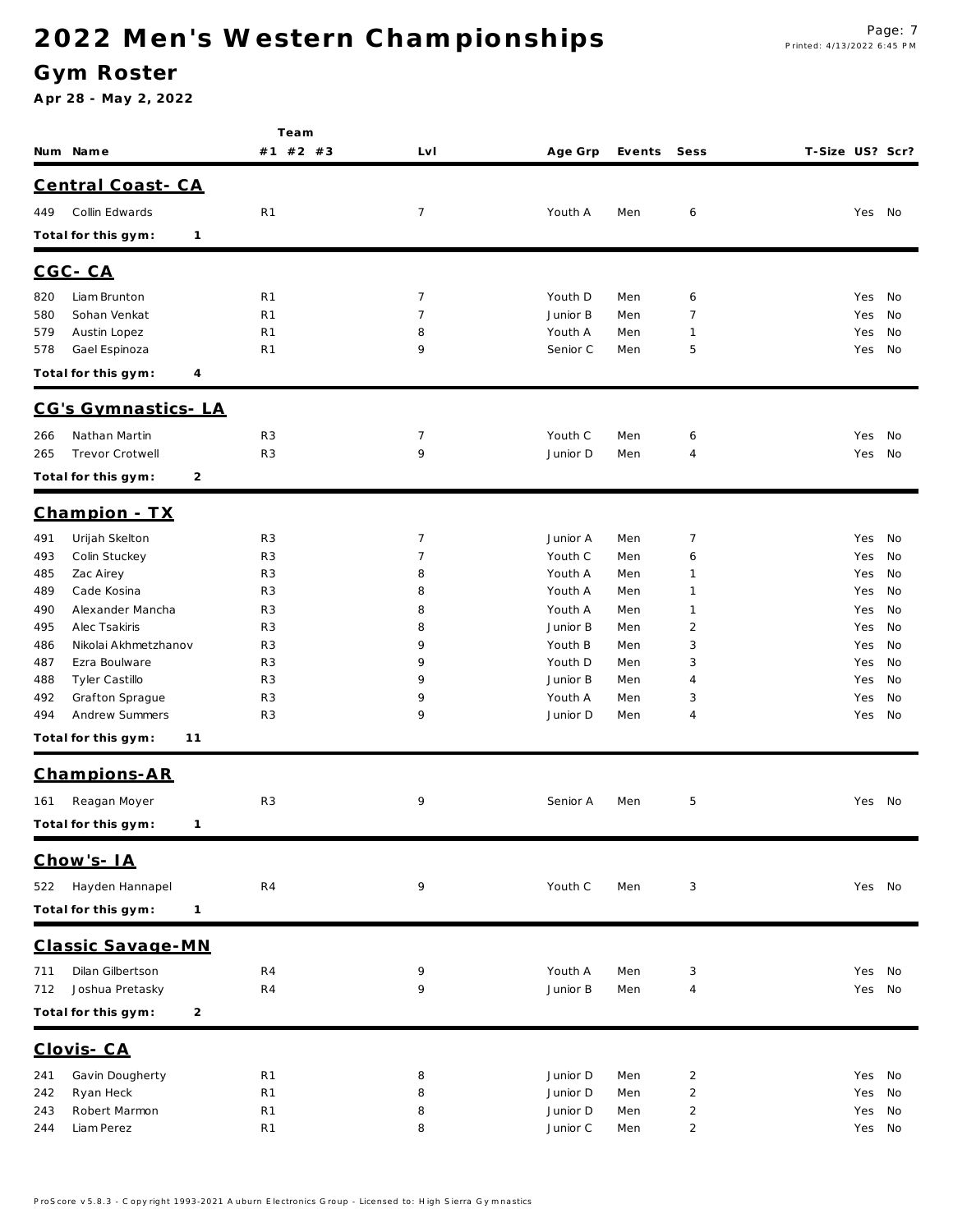# 2022 Men's Western Championships

## Gym Roster

**Apr 28 - May 2, 2022**

| Num | Name | Team #1 | #2 | #3 | Lvl | Age Grp | Events | Sess | T-Size | US? | Scr? |
|---|---|---|---|---|---|---|---|---|---|---|---|
| **Central Coast- CA** | | | | | | | | | | | |
| 449 | Collin Edwards | R1 | | | 7 | Youth A | Men | 6 | | Yes | No |
| **Total for this gym:** | **1** | | | | | | | | | | |
| **CGC- CA** | | | | | | | | | | | |
| 820 | Liam Brunton | R1 | | | 7 | Youth D | Men | 6 | | Yes | No |
| 580 | Sohan Venkat | R1 | | | 7 | Junior B | Men | 7 | | Yes | No |
| 579 | Austin Lopez | R1 | | | 8 | Youth A | Men | 1 | | Yes | No |
| 578 | Gael Espinoza | R1 | | | 9 | Senior C | Men | 5 | | Yes | No |
| **Total for this gym:** | **4** | | | | | | | | | | |
| **CG's Gymnastics- LA** | | | | | | | | | | | |
| 266 | Nathan Martin | R3 | | | 7 | Youth C | Men | 6 | | Yes | No |
| 265 | Trevor Crotwell | R3 | | | 9 | Junior D | Men | 4 | | Yes | No |
| **Total for this gym:** | **2** | | | | | | | | | | |
| **Champion - TX** | | | | | | | | | | | |
| 491 | Urijah Skelton | R3 | | | 7 | Junior A | Men | 7 | | Yes | No |
| 493 | Colin Stuckey | R3 | | | 7 | Youth C | Men | 6 | | Yes | No |
| 485 | Zac Airey | R3 | | | 8 | Youth A | Men | 1 | | Yes | No |
| 489 | Cade Kosina | R3 | | | 8 | Youth A | Men | 1 | | Yes | No |
| 490 | Alexander Mancha | R3 | | | 8 | Youth A | Men | 1 | | Yes | No |
| 495 | Alec Tsakiris | R3 | | | 8 | Junior B | Men | 2 | | Yes | No |
| 486 | Nikolai Akhmetzhanov | R3 | | | 9 | Youth B | Men | 3 | | Yes | No |
| 487 | Ezra Boulware | R3 | | | 9 | Youth D | Men | 3 | | Yes | No |
| 488 | Tyler Castillo | R3 | | | 9 | Junior B | Men | 4 | | Yes | No |
| 492 | Grafton Sprague | R3 | | | 9 | Youth A | Men | 3 | | Yes | No |
| 494 | Andrew Summers | R3 | | | 9 | Junior D | Men | 4 | | Yes | No |
| **Total for this gym:** | **11** | | | | | | | | | | |
| **Champions-AR** | | | | | | | | | | | |
| 161 | Reagan Moyer | R3 | | | 9 | Senior A | Men | 5 | | Yes | No |
| **Total for this gym:** | **1** | | | | | | | | | | |
| **Chow's- IA** | | | | | | | | | | | |
| 522 | Hayden Hannapel | R4 | | | 9 | Youth C | Men | 3 | | Yes | No |
| **Total for this gym:** | **1** | | | | | | | | | | |
| **Classic Savage-MN** | | | | | | | | | | | |
| 711 | Dilan Gilbertson | R4 | | | 9 | Youth A | Men | 3 | | Yes | No |
| 712 | Joshua Pretasky | R4 | | | 9 | Junior B | Men | 4 | | Yes | No |
| **Total for this gym:** | **2** | | | | | | | | | | |
| **Clovis- CA** | | | | | | | | | | | |
| 241 | Gavin Dougherty | R1 | | | 8 | Junior D | Men | 2 | | Yes | No |
| 242 | Ryan Heck | R1 | | | 8 | Junior D | Men | 2 | | Yes | No |
| 243 | Robert Marmon | R1 | | | 8 | Junior D | Men | 2 | | Yes | No |
| 244 | Liam Perez | R1 | | | 8 | Junior C | Men | 2 | | Yes | No |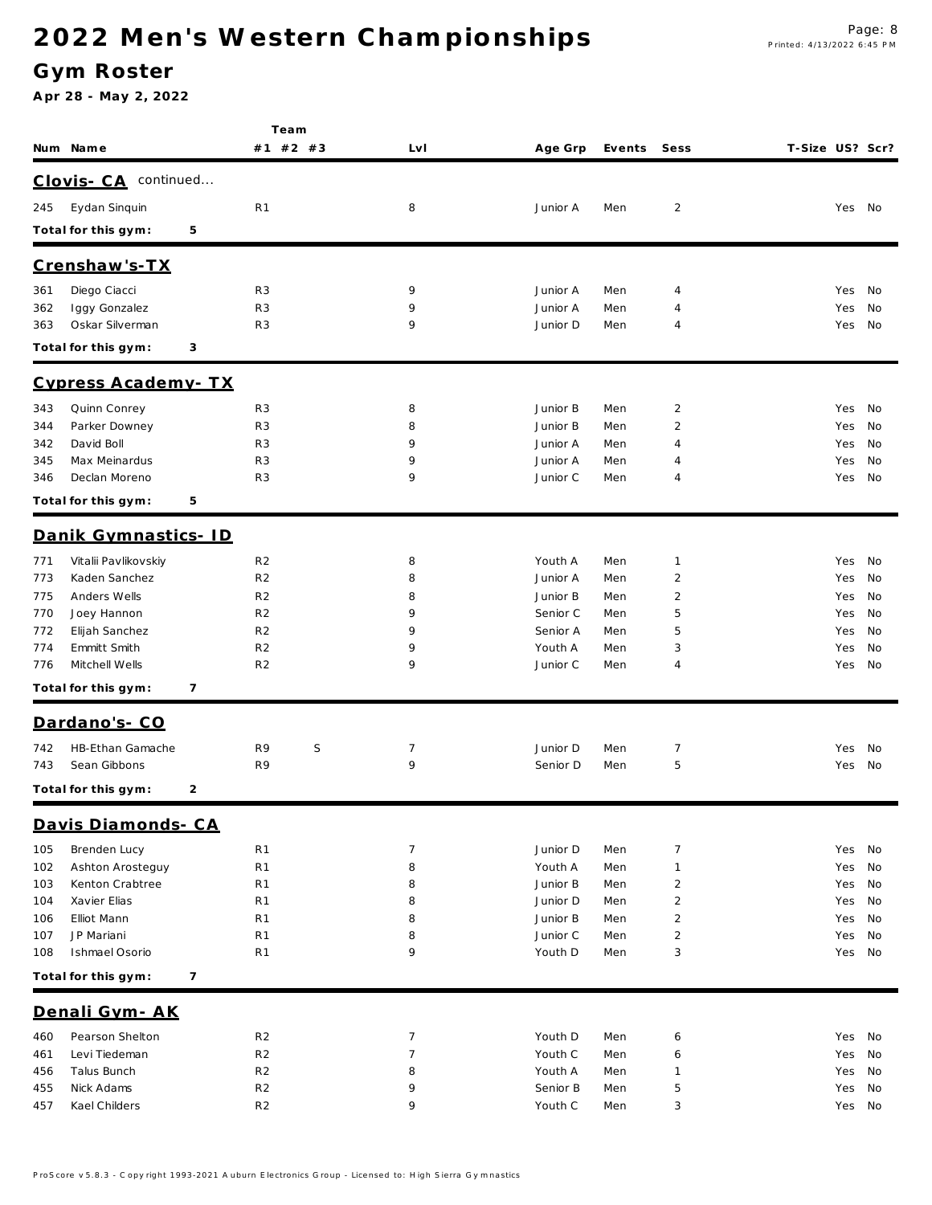# 2022 Men's Western Championships

## Gym Roster

**Apr 28 - May 2, 2022**

| Num | Name | Team #1 | Team #2 | Team #3 | Lvl | Age Grp | Events | Sess | T-Size | US? | Scr? |
|---|---|---|---|---|---|---|---|---|---|---|---|
| **Clovis- CA** continued... | | | | | | | | | | | |
| 245 | Eydan Sinquin | R1 | | | 8 | Junior A | Men | 2 | | Yes | No |
| **Total for this gym:** | 5 | | | | | | | | | | |
| **Crenshaw's-TX** | | | | | | | | | | | |
| 361 | Diego Ciacci | R3 | | | 9 | Junior A | Men | 4 | | Yes | No |
| 362 | Iggy Gonzalez | R3 | | | 9 | Junior A | Men | 4 | | Yes | No |
| 363 | Oskar Silverman | R3 | | | 9 | Junior D | Men | 4 | | Yes | No |
| **Total for this gym:** | 3 | | | | | | | | | | |
| **Cypress Academy- TX** | | | | | | | | | | | |
| 343 | Quinn Conrey | R3 | | | 8 | Junior B | Men | 2 | | Yes | No |
| 344 | Parker Downey | R3 | | | 8 | Junior B | Men | 2 | | Yes | No |
| 342 | David Boll | R3 | | | 9 | Junior A | Men | 4 | | Yes | No |
| 345 | Max Meinardus | R3 | | | 9 | Junior A | Men | 4 | | Yes | No |
| 346 | Declan Moreno | R3 | | | 9 | Junior C | Men | 4 | | Yes | No |
| **Total for this gym:** | 5 | | | | | | | | | | |
| **Danik Gymnastics- ID** | | | | | | | | | | | |
| 771 | Vitalii Pavlikovskiy | R2 | | | 8 | Youth A | Men | 1 | | Yes | No |
| 773 | Kaden Sanchez | R2 | | | 8 | Junior A | Men | 2 | | Yes | No |
| 775 | Anders Wells | R2 | | | 8 | Junior B | Men | 2 | | Yes | No |
| 770 | Joey Hannon | R2 | | | 9 | Senior C | Men | 5 | | Yes | No |
| 772 | Elijah Sanchez | R2 | | | 9 | Senior A | Men | 5 | | Yes | No |
| 774 | Emmitt Smith | R2 | | | 9 | Youth A | Men | 3 | | Yes | No |
| 776 | Mitchell Wells | R2 | | | 9 | Junior C | Men | 4 | | Yes | No |
| **Total for this gym:** | 7 | | | | | | | | | | |
| **Dardano's- CO** | | | | | | | | | | | |
| 742 | HB-Ethan Gamache | R9 | | S | 7 | Junior D | Men | 7 | | Yes | No |
| 743 | Sean Gibbons | R9 | | | 9 | Senior D | Men | 5 | | Yes | No |
| **Total for this gym:** | 2 | | | | | | | | | | |
| **Davis Diamonds- CA** | | | | | | | | | | | |
| 105 | Brenden Lucy | R1 | | | 7 | Junior D | Men | 7 | | Yes | No |
| 102 | Ashton Arosteguy | R1 | | | 8 | Youth A | Men | 1 | | Yes | No |
| 103 | Kenton Crabtree | R1 | | | 8 | Junior B | Men | 2 | | Yes | No |
| 104 | Xavier Elias | R1 | | | 8 | Junior D | Men | 2 | | Yes | No |
| 106 | Elliot Mann | R1 | | | 8 | Junior B | Men | 2 | | Yes | No |
| 107 | JP Mariani | R1 | | | 8 | Junior C | Men | 2 | | Yes | No |
| 108 | Ishmael Osorio | R1 | | | 9 | Youth D | Men | 3 | | Yes | No |
| **Total for this gym:** | 7 | | | | | | | | | | |
| **Denali Gym- AK** | | | | | | | | | | | |
| 460 | Pearson Shelton | R2 | | | 7 | Youth D | Men | 6 | | Yes | No |
| 461 | Levi Tiedeman | R2 | | | 7 | Youth C | Men | 6 | | Yes | No |
| 456 | Talus Bunch | R2 | | | 8 | Youth A | Men | 1 | | Yes | No |
| 455 | Nick Adams | R2 | | | 9 | Senior B | Men | 5 | | Yes | No |
| 457 | Kael Childers | R2 | | | 9 | Youth C | Men | 3 | | Yes | No |

ProScore v5.8.3 - Copyright 1993-2021 Auburn Electronics Group - Licensed to: High Sierra Gymnastics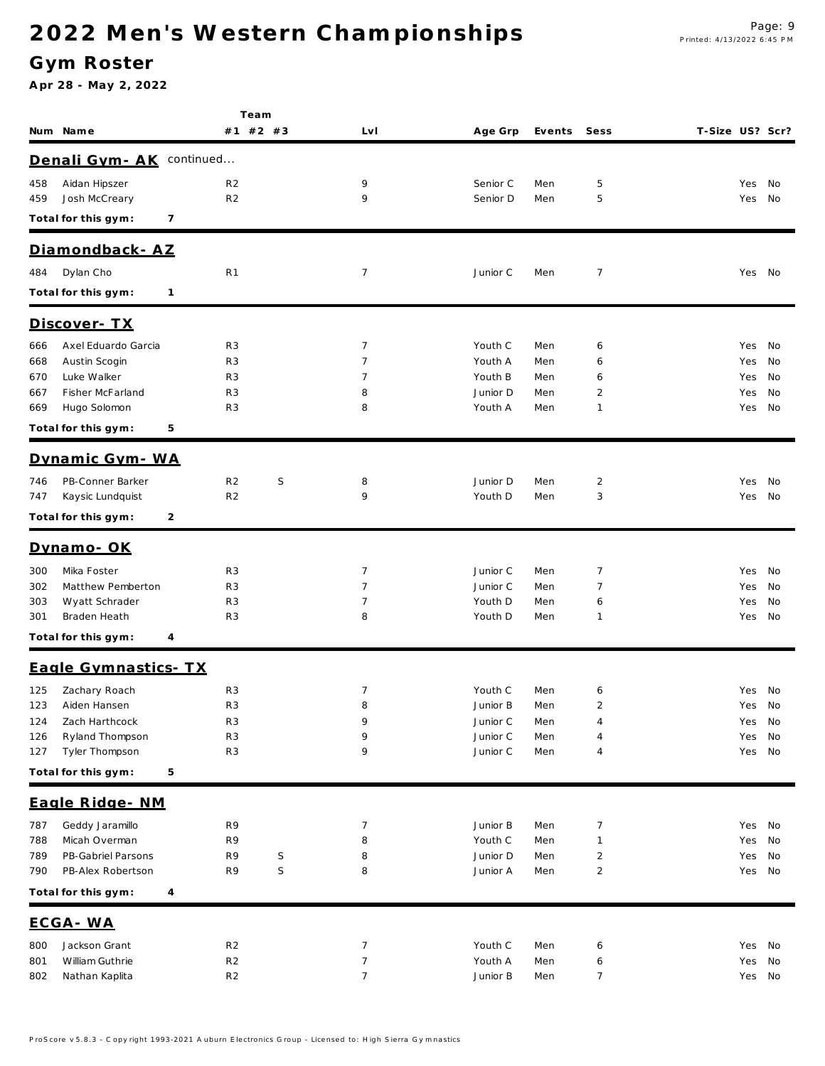# 2022 Men's Western Championships

## Gym Roster

**Apr 28 - May 2, 2022**

| Num | Name | Team #1 | Team #2 | Team #3 | Lvl | Age Grp | Events | Sess | T-Size | US? | Scr? |
|---|---|---|---|---|---|---|---|---|---|---|---|

### Denali Gym- AK continued...

| Num | Name | Team #1 | Team #2 | Team #3 | Lvl | Age Grp | Events | Sess | T-Size | US? | Scr? |
|---|---|---|---|---|---|---|---|---|---|---|---|
| 458 | Aidan Hipszer | R2 | | | 9 | Senior C | Men | 5 | | Yes | No |
| 459 | Josh McCreary | R2 | | | 9 | Senior D | Men | 5 | | Yes | No |

**Total for this gym: 7**

### Diamondback- AZ

| Num | Name | Team #1 | Team #2 | Team #3 | Lvl | Age Grp | Events | Sess | T-Size | US? | Scr? |
|---|---|---|---|---|---|---|---|---|---|---|---|
| 484 | Dylan Cho | R1 | | | 7 | Junior C | Men | 7 | | Yes | No |

**Total for this gym: 1**

### Discover- TX

| Num | Name | Team #1 | Team #2 | Team #3 | Lvl | Age Grp | Events | Sess | T-Size | US? | Scr? |
|---|---|---|---|---|---|---|---|---|---|---|---|
| 666 | Axel Eduardo Garcia | R3 | | | 7 | Youth C | Men | 6 | | Yes | No |
| 668 | Austin Scogin | R3 | | | 7 | Youth A | Men | 6 | | Yes | No |
| 670 | Luke Walker | R3 | | | 7 | Youth B | Men | 6 | | Yes | No |
| 667 | Fisher McFarland | R3 | | | 8 | Junior D | Men | 2 | | Yes | No |
| 669 | Hugo Solomon | R3 | | | 8 | Youth A | Men | 1 | | Yes | No |

**Total for this gym: 5**

### Dynamic Gym- WA

| Num | Name | Team #1 | Team #2 | Team #3 | Lvl | Age Grp | Events | Sess | T-Size | US? | Scr? |
|---|---|---|---|---|---|---|---|---|---|---|---|
| 746 | PB-Conner Barker | R2 | S | | 8 | Junior D | Men | 2 | | Yes | No |
| 747 | Kaysic Lundquist | R2 | | | 9 | Youth D | Men | 3 | | Yes | No |

**Total for this gym: 2**

### Dynamo- OK

| Num | Name | Team #1 | Team #2 | Team #3 | Lvl | Age Grp | Events | Sess | T-Size | US? | Scr? |
|---|---|---|---|---|---|---|---|---|---|---|---|
| 300 | Mika Foster | R3 | | | 7 | Junior C | Men | 7 | | Yes | No |
| 302 | Matthew Pemberton | R3 | | | 7 | Junior C | Men | 7 | | Yes | No |
| 303 | Wyatt Schrader | R3 | | | 7 | Youth D | Men | 6 | | Yes | No |
| 301 | Braden Heath | R3 | | | 8 | Youth D | Men | 1 | | Yes | No |

**Total for this gym: 4**

### Eagle Gymnastics- TX

| Num | Name | Team #1 | Team #2 | Team #3 | Lvl | Age Grp | Events | Sess | T-Size | US? | Scr? |
|---|---|---|---|---|---|---|---|---|---|---|---|
| 125 | Zachary Roach | R3 | | | 7 | Youth C | Men | 6 | | Yes | No |
| 123 | Aiden Hansen | R3 | | | 8 | Junior B | Men | 2 | | Yes | No |
| 124 | Zach Harthcock | R3 | | | 9 | Junior C | Men | 4 | | Yes | No |
| 126 | Ryland Thompson | R3 | | | 9 | Junior C | Men | 4 | | Yes | No |
| 127 | Tyler Thompson | R3 | | | 9 | Junior C | Men | 4 | | Yes | No |

**Total for this gym: 5**

### Eagle Ridge- NM

| Num | Name | Team #1 | Team #2 | Team #3 | Lvl | Age Grp | Events | Sess | T-Size | US? | Scr? |
|---|---|---|---|---|---|---|---|---|---|---|---|
| 787 | Geddy Jaramillo | R9 | | | 7 | Junior B | Men | 7 | | Yes | No |
| 788 | Micah Overman | R9 | | | 8 | Youth C | Men | 1 | | Yes | No |
| 789 | PB-Gabriel Parsons | R9 | S | | 8 | Junior D | Men | 2 | | Yes | No |
| 790 | PB-Alex Robertson | R9 | S | | 8 | Junior A | Men | 2 | | Yes | No |

**Total for this gym: 4**

### ECGA- WA

| Num | Name | Team #1 | Team #2 | Team #3 | Lvl | Age Grp | Events | Sess | T-Size | US? | Scr? |
|---|---|---|---|---|---|---|---|---|---|---|---|
| 800 | Jackson Grant | R2 | | | 7 | Youth C | Men | 6 | | Yes | No |
| 801 | William Guthrie | R2 | | | 7 | Youth A | Men | 6 | | Yes | No |
| 802 | Nathan Kaplita | R2 | | | 7 | Junior B | Men | 7 | | Yes | No |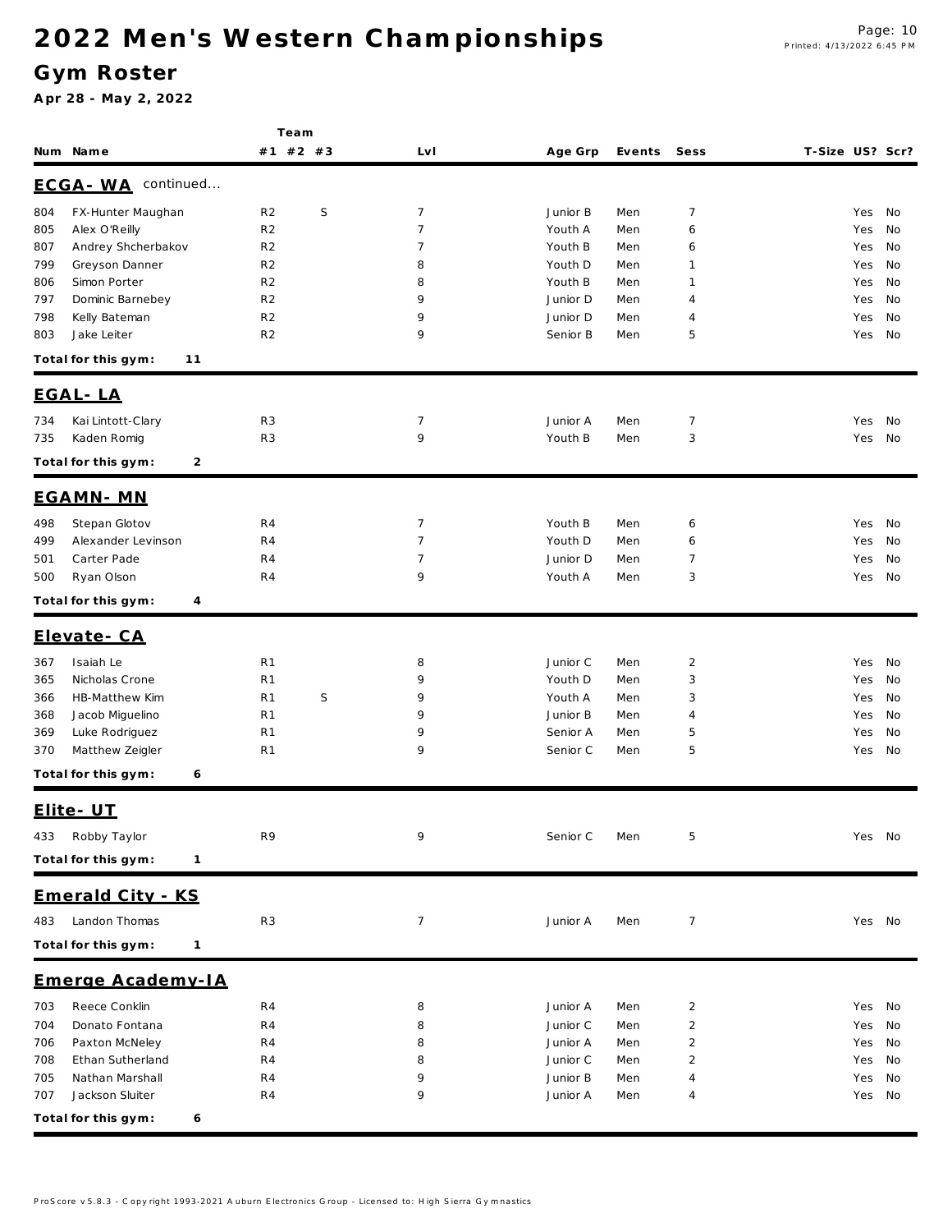# 2022 Men's Western Championships

## Gym Roster

**Apr 28 - May 2, 2022**

| Num | Name | Team #1 | Team #2 | Team #3 | Lvl | Age Grp | Events | Sess | T-Size | US? | Scr? |
|---|---|---|---|---|---|---|---|---|---|---|---|
| **ECGA- WA** continued... | | | | | | | | | | | |
| 804 | FX-Hunter Maughan | R2 | | S | 7 | Junior B | Men | 7 | | Yes | No |
| 805 | Alex O'Reilly | R2 | | | 7 | Youth A | Men | 6 | | Yes | No |
| 807 | Andrey Shcherbakov | R2 | | | 7 | Youth B | Men | 6 | | Yes | No |
| 799 | Greyson Danner | R2 | | | 8 | Youth D | Men | 1 | | Yes | No |
| 806 | Simon Porter | R2 | | | 8 | Youth B | Men | 1 | | Yes | No |
| 797 | Dominic Barnebey | R2 | | | 9 | Junior D | Men | 4 | | Yes | No |
| 798 | Kelly Bateman | R2 | | | 9 | Junior D | Men | 4 | | Yes | No |
| 803 | Jake Leiter | R2 | | | 9 | Senior B | Men | 5 | | Yes | No |
| **Total for this gym:** | **11** | | | | | | | | | | |
| **EGAL- LA** | | | | | | | | | | | |
| 734 | Kai Lintott-Clary | R3 | | | 7 | Junior A | Men | 7 | | Yes | No |
| 735 | Kaden Romig | R3 | | | 9 | Youth B | Men | 3 | | Yes | No |
| **Total for this gym:** | **2** | | | | | | | | | | |
| **EGAMN- MN** | | | | | | | | | | | |
| 498 | Stepan Glotov | R4 | | | 7 | Youth B | Men | 6 | | Yes | No |
| 499 | Alexander Levinson | R4 | | | 7 | Youth D | Men | 6 | | Yes | No |
| 501 | Carter Pade | R4 | | | 7 | Junior D | Men | 7 | | Yes | No |
| 500 | Ryan Olson | R4 | | | 9 | Youth A | Men | 3 | | Yes | No |
| **Total for this gym:** | **4** | | | | | | | | | | |
| **Elevate- CA** | | | | | | | | | | | |
| 367 | Isaiah Le | R1 | | | 8 | Junior C | Men | 2 | | Yes | No |
| 365 | Nicholas Crone | R1 | | | 9 | Youth D | Men | 3 | | Yes | No |
| 366 | HB-Matthew Kim | R1 | | S | 9 | Youth A | Men | 3 | | Yes | No |
| 368 | Jacob Miguelino | R1 | | | 9 | Junior B | Men | 4 | | Yes | No |
| 369 | Luke Rodriguez | R1 | | | 9 | Senior A | Men | 5 | | Yes | No |
| 370 | Matthew Zeigler | R1 | | | 9 | Senior C | Men | 5 | | Yes | No |
| **Total for this gym:** | **6** | | | | | | | | | | |
| **Elite- UT** | | | | | | | | | | | |
| 433 | Robby Taylor | R9 | | | 9 | Senior C | Men | 5 | | Yes | No |
| **Total for this gym:** | **1** | | | | | | | | | | |
| **Emerald City - KS** | | | | | | | | | | | |
| 483 | Landon Thomas | R3 | | | 7 | Junior A | Men | 7 | | Yes | No |
| **Total for this gym:** | **1** | | | | | | | | | | |
| **Emerge Academy-IA** | | | | | | | | | | | |
| 703 | Reece Conklin | R4 | | | 8 | Junior A | Men | 2 | | Yes | No |
| 704 | Donato Fontana | R4 | | | 8 | Junior C | Men | 2 | | Yes | No |
| 706 | Paxton McNeley | R4 | | | 8 | Junior A | Men | 2 | | Yes | No |
| 708 | Ethan Sutherland | R4 | | | 8 | Junior C | Men | 2 | | Yes | No |
| 705 | Nathan Marshall | R4 | | | 9 | Junior B | Men | 4 | | Yes | No |
| 707 | Jackson Sluiter | R4 | | | 9 | Junior A | Men | 4 | | Yes | No |
| **Total for this gym:** | **6** | | | | | | | | | | |

ProScore v5.8.3 - Copyright 1993-2021 Auburn Electronics Group - Licensed to: High Sierra Gymnastics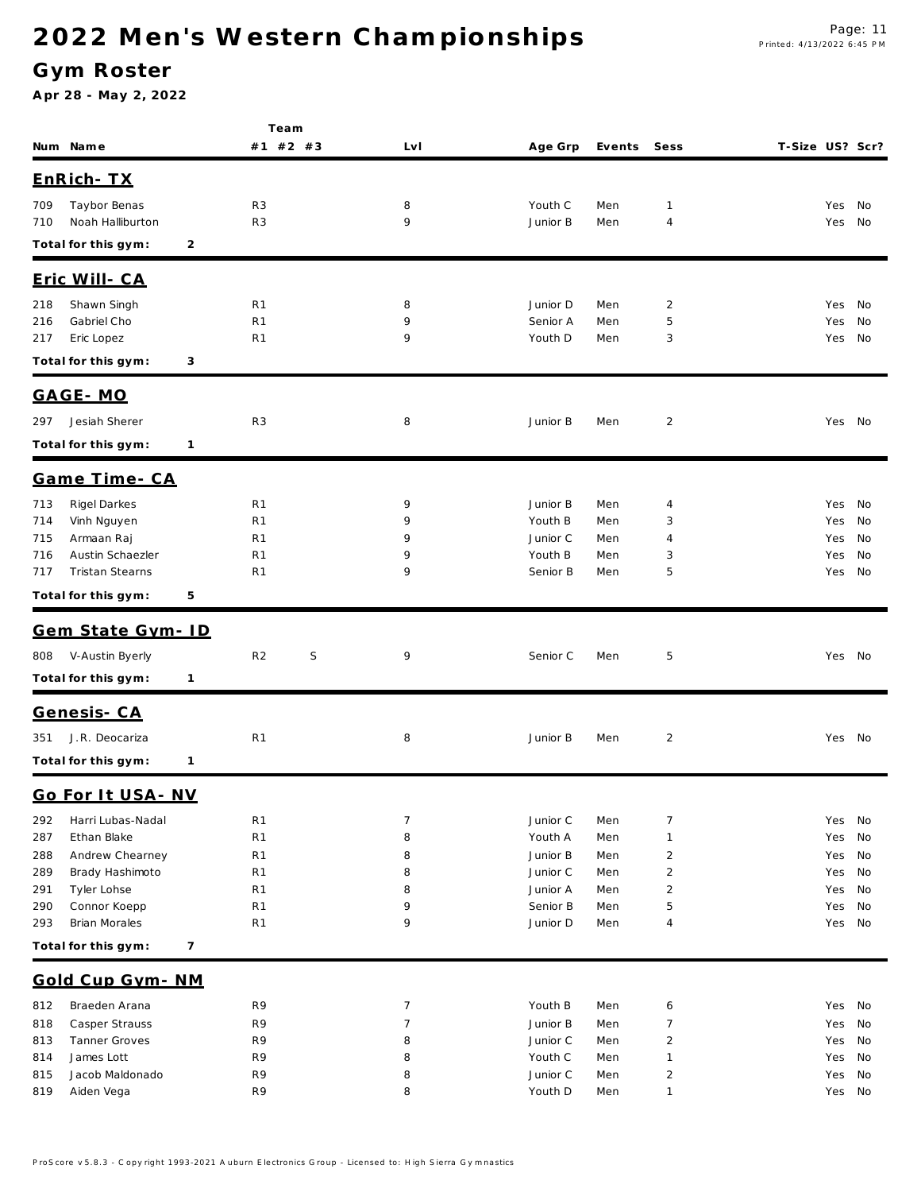# 2022 Men's Western Championships

## Gym Roster

**Apr 28 - May 2, 2022**

| Num | Name | Team #1 | #2 | #3 | Lvl | Age Grp | Events | Sess | T-Size | US? | Scr? |
|---|---|---|---|---|---|---|---|---|---|---|---|
| **EnRich- TX** | | | | | | | | | | | |
| 709 | Taybor Benas | R3 | | | 8 | Youth C | Men | 1 | | Yes | No |
| 710 | Noah Halliburton | R3 | | | 9 | Junior B | Men | 4 | | Yes | No |
| **Total for this gym:** | **2** | | | | | | | | | | |
| **Eric Will- CA** | | | | | | | | | | | |
| 218 | Shawn Singh | R1 | | | 8 | Junior D | Men | 2 | | Yes | No |
| 216 | Gabriel Cho | R1 | | | 9 | Senior A | Men | 5 | | Yes | No |
| 217 | Eric Lopez | R1 | | | 9 | Youth D | Men | 3 | | Yes | No |
| **Total for this gym:** | **3** | | | | | | | | | | |
| **GAGE- MO** | | | | | | | | | | | |
| 297 | Jesiah Sherer | R3 | | | 8 | Junior B | Men | 2 | | Yes | No |
| **Total for this gym:** | **1** | | | | | | | | | | |
| **Game Time- CA** | | | | | | | | | | | |
| 713 | Rigel Darkes | R1 | | | 9 | Junior B | Men | 4 | | Yes | No |
| 714 | Vinh Nguyen | R1 | | | 9 | Youth B | Men | 3 | | Yes | No |
| 715 | Armaan Raj | R1 | | | 9 | Junior C | Men | 4 | | Yes | No |
| 716 | Austin Schaezler | R1 | | | 9 | Youth B | Men | 3 | | Yes | No |
| 717 | Tristan Stearns | R1 | | | 9 | Senior B | Men | 5 | | Yes | No |
| **Total for this gym:** | **5** | | | | | | | | | | |
| **Gem State Gym- ID** | | | | | | | | | | | |
| 808 | V-Austin Byerly | R2 | | S | 9 | Senior C | Men | 5 | | Yes | No |
| **Total for this gym:** | **1** | | | | | | | | | | |
| **Genesis- CA** | | | | | | | | | | | |
| 351 | J.R. Deocariza | R1 | | | 8 | Junior B | Men | 2 | | Yes | No |
| **Total for this gym:** | **1** | | | | | | | | | | |
| **Go For It USA- NV** | | | | | | | | | | | |
| 292 | Harri Lubas-Nadal | R1 | | | 7 | Junior C | Men | 7 | | Yes | No |
| 287 | Ethan Blake | R1 | | | 8 | Youth A | Men | 1 | | Yes | No |
| 288 | Andrew Chearney | R1 | | | 8 | Junior B | Men | 2 | | Yes | No |
| 289 | Brady Hashimoto | R1 | | | 8 | Junior C | Men | 2 | | Yes | No |
| 291 | Tyler Lohse | R1 | | | 8 | Junior A | Men | 2 | | Yes | No |
| 290 | Connor Koepp | R1 | | | 9 | Senior B | Men | 5 | | Yes | No |
| 293 | Brian Morales | R1 | | | 9 | Junior D | Men | 4 | | Yes | No |
| **Total for this gym:** | **7** | | | | | | | | | | |
| **Gold Cup Gym- NM** | | | | | | | | | | | |
| 812 | Braeden Arana | R9 | | | 7 | Youth B | Men | 6 | | Yes | No |
| 818 | Casper Strauss | R9 | | | 7 | Junior B | Men | 7 | | Yes | No |
| 813 | Tanner Groves | R9 | | | 8 | Junior C | Men | 2 | | Yes | No |
| 814 | James Lott | R9 | | | 8 | Youth C | Men | 1 | | Yes | No |
| 815 | Jacob Maldonado | R9 | | | 8 | Junior C | Men | 2 | | Yes | No |
| 819 | Aiden Vega | R9 | | | 8 | Youth D | Men | 1 | | Yes | No |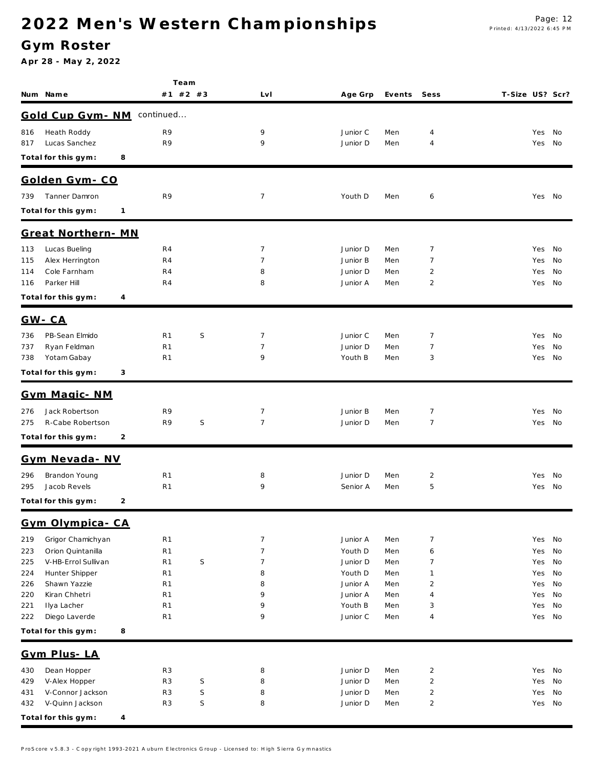# 2022 Men's Western Championships

## Gym Roster

**Apr 28 - May 2, 2022**

| Num | Name | Team #1 | #2 | #3 | Lvl | Age Grp | Events | Sess | T-Size | US? | Scr? |
|---|---|---|---|---|---|---|---|---|---|---|---|
| **Gold Cup Gym- NM** continued... | | | | | | | | | | | |
| 816 | Heath Roddy | R9 | | | 9 | Junior C | Men | 4 | | Yes | No |
| 817 | Lucas Sanchez | R9 | | | 9 | Junior D | Men | 4 | | Yes | No |
| **Total for this gym:** | **8** | | | | | | | | | | |
| **Golden Gym- CO** | | | | | | | | | | | |
| 739 | Tanner Damron | R9 | | | 7 | Youth D | Men | 6 | | Yes | No |
| **Total for this gym:** | **1** | | | | | | | | | | |
| **Great Northern- MN** | | | | | | | | | | | |
| 113 | Lucas Bueling | R4 | | | 7 | Junior D | Men | 7 | | Yes | No |
| 115 | Alex Herrington | R4 | | | 7 | Junior B | Men | 7 | | Yes | No |
| 114 | Cole Farnham | R4 | | | 8 | Junior D | Men | 2 | | Yes | No |
| 116 | Parker Hill | R4 | | | 8 | Junior A | Men | 2 | | Yes | No |
| **Total for this gym:** | **4** | | | | | | | | | | |
| **GW- CA** | | | | | | | | | | | |
| 736 | PB-Sean Elmido | R1 | S | | 7 | Junior C | Men | 7 | | Yes | No |
| 737 | Ryan Feldman | R1 | | | 7 | Junior D | Men | 7 | | Yes | No |
| 738 | Yotam Gabay | R1 | | | 9 | Youth B | Men | 3 | | Yes | No |
| **Total for this gym:** | **3** | | | | | | | | | | |
| **Gym Magic- NM** | | | | | | | | | | | |
| 276 | Jack Robertson | R9 | | | 7 | Junior B | Men | 7 | | Yes | No |
| 275 | R-Cabe Robertson | R9 | S | | 7 | Junior D | Men | 7 | | Yes | No |
| **Total for this gym:** | **2** | | | | | | | | | | |
| **Gym Nevada- NV** | | | | | | | | | | | |
| 296 | Brandon Young | R1 | | | 8 | Junior D | Men | 2 | | Yes | No |
| 295 | Jacob Revels | R1 | | | 9 | Senior A | Men | 5 | | Yes | No |
| **Total for this gym:** | **2** | | | | | | | | | | |
| **Gym Olympica- CA** | | | | | | | | | | | |
| 219 | Grigor Chamichyan | R1 | | | 7 | Junior A | Men | 7 | | Yes | No |
| 223 | Orion Quintanilla | R1 | | | 7 | Youth D | Men | 6 | | Yes | No |
| 225 | V-HB-Errol Sullivan | R1 | S | | 7 | Junior D | Men | 7 | | Yes | No |
| 224 | Hunter Shipper | R1 | | | 8 | Youth D | Men | 1 | | Yes | No |
| 226 | Shawn Yazzie | R1 | | | 8 | Junior A | Men | 2 | | Yes | No |
| 220 | Kiran Chhetri | R1 | | | 9 | Junior A | Men | 4 | | Yes | No |
| 221 | Ilya Lacher | R1 | | | 9 | Youth B | Men | 3 | | Yes | No |
| 222 | Diego Laverde | R1 | | | 9 | Junior C | Men | 4 | | Yes | No |
| **Total for this gym:** | **8** | | | | | | | | | | |
| **Gym Plus- LA** | | | | | | | | | | | |
| 430 | Dean Hopper | R3 | | | 8 | Junior D | Men | 2 | | Yes | No |
| 429 | V-Alex Hopper | R3 | S | | 8 | Junior D | Men | 2 | | Yes | No |
| 431 | V-Connor Jackson | R3 | S | | 8 | Junior D | Men | 2 | | Yes | No |
| 432 | V-Quinn Jackson | R3 | S | | 8 | Junior D | Men | 2 | | Yes | No |
| **Total for this gym:** | **4** | | | | | | | | | | |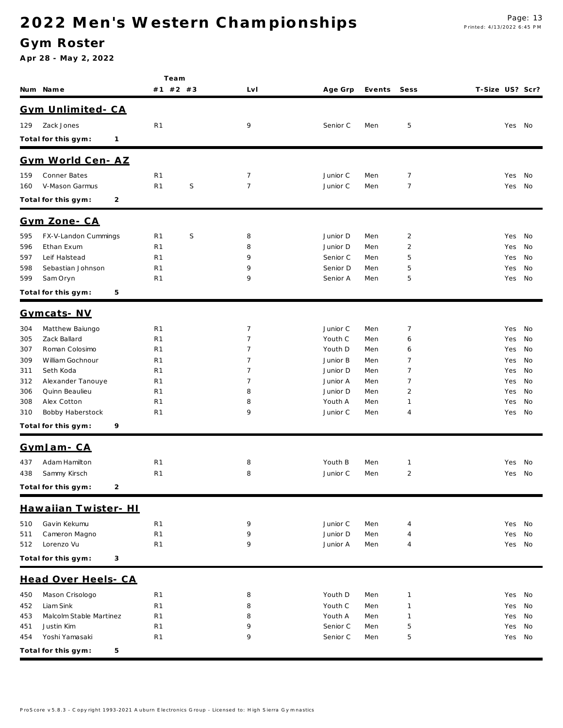# 2022 Men's Western Championships

## Gym Roster

**Apr 28 - May 2, 2022**

| Num | Name | Team #1 | Team #2 | Team #3 | Lvl | Age Grp | Events | Sess | T-Size | US? | Scr? |
|---|---|---|---|---|---|---|---|---|---|---|---|
| **Gym Unlimited- CA** | | | | | | | | | | | |
| 129 | Zack Jones | R1 | | | 9 | Senior C | Men | 5 | | Yes | No |
| **Total for this gym: 1** | | | | | | | | | | | |
| **Gym World Cen- AZ** | | | | | | | | | | | |
| 159 | Conner Bates | R1 | | | 7 | Junior C | Men | 7 | | Yes | No |
| 160 | V-Mason Garmus | R1 | S | | 7 | Junior C | Men | 7 | | Yes | No |
| **Total for this gym: 2** | | | | | | | | | | | |
| **Gym Zone- CA** | | | | | | | | | | | |
| 595 | FX-V-Landon Cummings | R1 | S | | 8 | Junior D | Men | 2 | | Yes | No |
| 596 | Ethan Exum | R1 | | | 8 | Junior D | Men | 2 | | Yes | No |
| 597 | Leif Halstead | R1 | | | 9 | Senior C | Men | 5 | | Yes | No |
| 598 | Sebastian Johnson | R1 | | | 9 | Senior D | Men | 5 | | Yes | No |
| 599 | Sam Oryn | R1 | | | 9 | Senior A | Men | 5 | | Yes | No |
| **Total for this gym: 5** | | | | | | | | | | | |
| **Gymcats- NV** | | | | | | | | | | | |
| 304 | Matthew Baiungo | R1 | | | 7 | Junior C | Men | 7 | | Yes | No |
| 305 | Zack Ballard | R1 | | | 7 | Youth C | Men | 6 | | Yes | No |
| 307 | Roman Colosimo | R1 | | | 7 | Youth D | Men | 6 | | Yes | No |
| 309 | William Gochnour | R1 | | | 7 | Junior B | Men | 7 | | Yes | No |
| 311 | Seth Koda | R1 | | | 7 | Junior D | Men | 7 | | Yes | No |
| 312 | Alexander Tanouye | R1 | | | 7 | Junior A | Men | 7 | | Yes | No |
| 306 | Quinn Beaulieu | R1 | | | 8 | Junior D | Men | 2 | | Yes | No |
| 308 | Alex Cotton | R1 | | | 8 | Youth A | Men | 1 | | Yes | No |
| 310 | Bobby Haberstock | R1 | | | 9 | Junior C | Men | 4 | | Yes | No |
| **Total for this gym: 9** | | | | | | | | | | | |
| **GymJam- CA** | | | | | | | | | | | |
| 437 | Adam Hamilton | R1 | | | 8 | Youth B | Men | 1 | | Yes | No |
| 438 | Sammy Kirsch | R1 | | | 8 | Junior C | Men | 2 | | Yes | No |
| **Total for this gym: 2** | | | | | | | | | | | |
| **Hawaiian Twister- HI** | | | | | | | | | | | |
| 510 | Gavin Kekumu | R1 | | | 9 | Junior C | Men | 4 | | Yes | No |
| 511 | Cameron Magno | R1 | | | 9 | Junior D | Men | 4 | | Yes | No |
| 512 | Lorenzo Vu | R1 | | | 9 | Junior A | Men | 4 | | Yes | No |
| **Total for this gym: 3** | | | | | | | | | | | |
| **Head Over Heels- CA** | | | | | | | | | | | |
| 450 | Mason Crisologo | R1 | | | 8 | Youth D | Men | 1 | | Yes | No |
| 452 | Liam Sink | R1 | | | 8 | Youth C | Men | 1 | | Yes | No |
| 453 | Malcolm Stable Martinez | R1 | | | 8 | Youth A | Men | 1 | | Yes | No |
| 451 | Justin Kim | R1 | | | 9 | Senior C | Men | 5 | | Yes | No |
| 454 | Yoshi Yamasaki | R1 | | | 9 | Senior C | Men | 5 | | Yes | No |
| **Total for this gym: 5** | | | | | | | | | | | |

ProScore v5.8.3 - Copyright 1993-2021 Auburn Electronics Group - Licensed to: High Sierra Gymnastics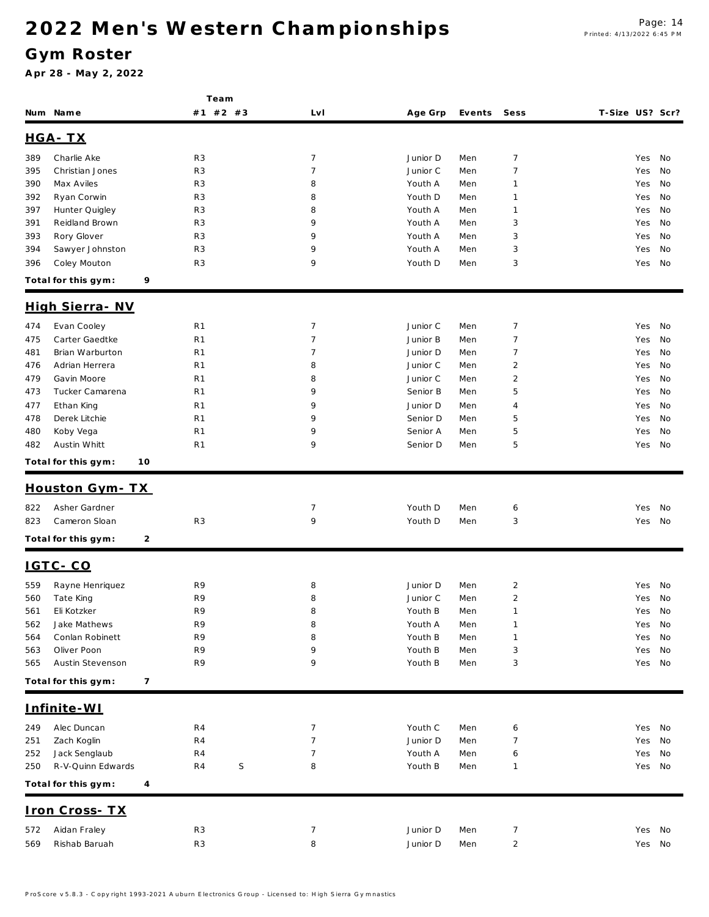# 2022 Men's Western Championships

## Gym Roster

**Apr 28 - May 2, 2022**

| Num | Name | Team #1 | #2 | #3 | Lvl | Age Grp | Events | Sess | T-Size | US? | Scr? |
|---|---|---|---|---|---|---|---|---|---|---|---|
| **HGA- TX** | | | | | | | | | | | |
| 389 | Charlie Ake | R3 | | | 7 | Junior D | Men | 7 | | Yes | No |
| 395 | Christian Jones | R3 | | | 7 | Junior C | Men | 7 | | Yes | No |
| 390 | Max Aviles | R3 | | | 8 | Youth A | Men | 1 | | Yes | No |
| 392 | Ryan Corwin | R3 | | | 8 | Youth D | Men | 1 | | Yes | No |
| 397 | Hunter Quigley | R3 | | | 8 | Youth A | Men | 1 | | Yes | No |
| 391 | Reidland Brown | R3 | | | 9 | Youth A | Men | 3 | | Yes | No |
| 393 | Rory Glover | R3 | | | 9 | Youth A | Men | 3 | | Yes | No |
| 394 | Sawyer Johnston | R3 | | | 9 | Youth A | Men | 3 | | Yes | No |
| 396 | Coley Mouton | R3 | | | 9 | Youth D | Men | 3 | | Yes | No |
| **Total for this gym:** | **9** | | | | | | | | | | |
| **High Sierra- NV** | | | | | | | | | | | |
| 474 | Evan Cooley | R1 | | | 7 | Junior C | Men | 7 | | Yes | No |
| 475 | Carter Gaedtke | R1 | | | 7 | Junior B | Men | 7 | | Yes | No |
| 481 | Brian Warburton | R1 | | | 7 | Junior D | Men | 7 | | Yes | No |
| 476 | Adrian Herrera | R1 | | | 8 | Junior C | Men | 2 | | Yes | No |
| 479 | Gavin Moore | R1 | | | 8 | Junior C | Men | 2 | | Yes | No |
| 473 | Tucker Camarena | R1 | | | 9 | Senior B | Men | 5 | | Yes | No |
| 477 | Ethan King | R1 | | | 9 | Junior D | Men | 4 | | Yes | No |
| 478 | Derek Litchie | R1 | | | 9 | Senior D | Men | 5 | | Yes | No |
| 480 | Koby Vega | R1 | | | 9 | Senior A | Men | 5 | | Yes | No |
| 482 | Austin Whitt | R1 | | | 9 | Senior D | Men | 5 | | Yes | No |
| **Total for this gym:** | **10** | | | | | | | | | | |
| **Houston Gym- TX** | | | | | | | | | | | |
| 822 | Asher Gardner | | | | 7 | Youth D | Men | 6 | | Yes | No |
| 823 | Cameron Sloan | R3 | | | 9 | Youth D | Men | 3 | | Yes | No |
| **Total for this gym:** | **2** | | | | | | | | | | |
| **IGTC- CO** | | | | | | | | | | | |
| 559 | Rayne Henriquez | R9 | | | 8 | Junior D | Men | 2 | | Yes | No |
| 560 | Tate King | R9 | | | 8 | Junior C | Men | 2 | | Yes | No |
| 561 | Eli Kotzker | R9 | | | 8 | Youth B | Men | 1 | | Yes | No |
| 562 | Jake Mathews | R9 | | | 8 | Youth A | Men | 1 | | Yes | No |
| 564 | Conlan Robinett | R9 | | | 8 | Youth B | Men | 1 | | Yes | No |
| 563 | Oliver Poon | R9 | | | 9 | Youth B | Men | 3 | | Yes | No |
| 565 | Austin Stevenson | R9 | | | 9 | Youth B | Men | 3 | | Yes | No |
| **Total for this gym:** | **7** | | | | | | | | | | |
| **Infinite-WI** | | | | | | | | | | | |
| 249 | Alec Duncan | R4 | | | 7 | Youth C | Men | 6 | | Yes | No |
| 251 | Zach Koglin | R4 | | | 7 | Junior D | Men | 7 | | Yes | No |
| 252 | Jack Senglaub | R4 | | | 7 | Youth A | Men | 6 | | Yes | No |
| 250 | R-V-Quinn Edwards | R4 | | S | 8 | Youth B | Men | 1 | | Yes | No |
| **Total for this gym:** | **4** | | | | | | | | | | |
| **Iron Cross- TX** | | | | | | | | | | | |
| 572 | Aidan Fraley | R3 | | | 7 | Junior D | Men | 7 | | Yes | No |
| 569 | Rishab Baruah | R3 | | | 8 | Junior D | Men | 2 | | Yes | No |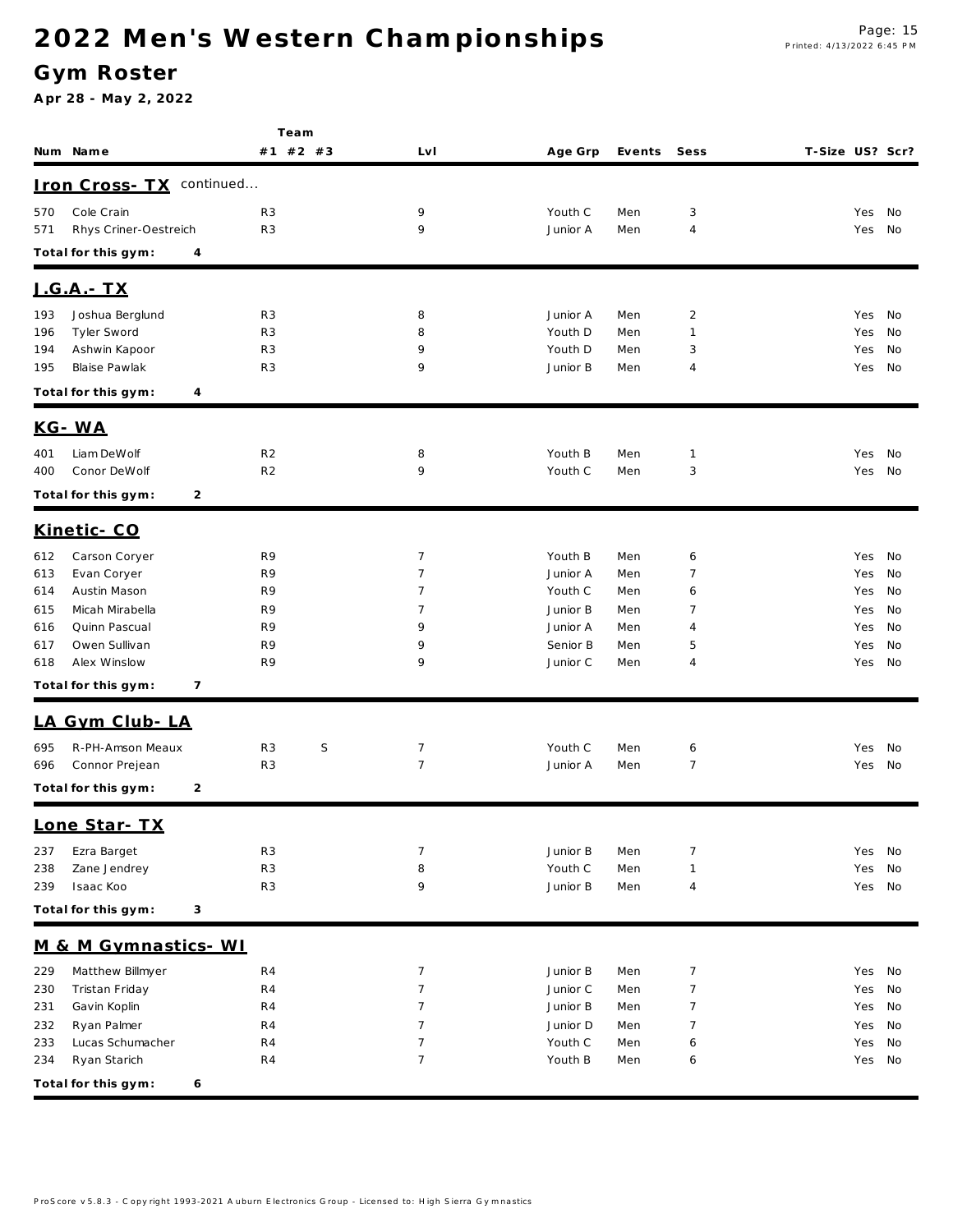# 2022 Men's Western Championships

## Gym Roster

**Apr 28 - May 2, 2022**

| Num | Name | Team #1 | Team #2 | Team #3 | Lvl | Age Grp | Events | Sess | T-Size | US? | Scr? |
|---|---|---|---|---|---|---|---|---|---|---|---|
| **Iron Cross- TX** continued... | | | | | | | | | | | |
| 570 | Cole Crain | R3 | | | 9 | Youth C | Men | 3 | | Yes | No |
| 571 | Rhys Criner-Oestreich | R3 | | | 9 | Junior A | Men | 4 | | Yes | No |
| **Total for this gym:** | **4** | | | | | | | | | | |
| **J.G.A.- TX** | | | | | | | | | | | |
| 193 | Joshua Berglund | R3 | | | 8 | Junior A | Men | 2 | | Yes | No |
| 196 | Tyler Sword | R3 | | | 8 | Youth D | Men | 1 | | Yes | No |
| 194 | Ashwin Kapoor | R3 | | | 9 | Youth D | Men | 3 | | Yes | No |
| 195 | Blaise Pawlak | R3 | | | 9 | Junior B | Men | 4 | | Yes | No |
| **Total for this gym:** | **4** | | | | | | | | | | |
| **KG- WA** | | | | | | | | | | | |
| 401 | Liam DeWolf | R2 | | | 8 | Youth B | Men | 1 | | Yes | No |
| 400 | Conor DeWolf | R2 | | | 9 | Youth C | Men | 3 | | Yes | No |
| **Total for this gym:** | **2** | | | | | | | | | | |
| **Kinetic- CO** | | | | | | | | | | | |
| 612 | Carson Coryer | R9 | | | 7 | Youth B | Men | 6 | | Yes | No |
| 613 | Evan Coryer | R9 | | | 7 | Junior A | Men | 7 | | Yes | No |
| 614 | Austin Mason | R9 | | | 7 | Youth C | Men | 6 | | Yes | No |
| 615 | Micah Mirabella | R9 | | | 7 | Junior B | Men | 7 | | Yes | No |
| 616 | Quinn Pascual | R9 | | | 9 | Junior A | Men | 4 | | Yes | No |
| 617 | Owen Sullivan | R9 | | | 9 | Senior B | Men | 5 | | Yes | No |
| 618 | Alex Winslow | R9 | | | 9 | Junior C | Men | 4 | | Yes | No |
| **Total for this gym:** | **7** | | | | | | | | | | |
| **LA Gym Club- LA** | | | | | | | | | | | |
| 695 | R-PH-Amson Meaux | R3 | S | | 7 | Youth C | Men | 6 | | Yes | No |
| 696 | Connor Prejean | R3 | | | 7 | Junior A | Men | 7 | | Yes | No |
| **Total for this gym:** | **2** | | | | | | | | | | |
| **Lone Star- TX** | | | | | | | | | | | |
| 237 | Ezra Barget | R3 | | | 7 | Junior B | Men | 7 | | Yes | No |
| 238 | Zane Jendrey | R3 | | | 8 | Youth C | Men | 1 | | Yes | No |
| 239 | Isaac Koo | R3 | | | 9 | Junior B | Men | 4 | | Yes | No |
| **Total for this gym:** | **3** | | | | | | | | | | |
| **M & M Gymnastics- WI** | | | | | | | | | | | |
| 229 | Matthew Billmyer | R4 | | | 7 | Junior B | Men | 7 | | Yes | No |
| 230 | Tristan Friday | R4 | | | 7 | Junior C | Men | 7 | | Yes | No |
| 231 | Gavin Koplin | R4 | | | 7 | Junior B | Men | 7 | | Yes | No |
| 232 | Ryan Palmer | R4 | | | 7 | Junior D | Men | 7 | | Yes | No |
| 233 | Lucas Schumacher | R4 | | | 7 | Youth C | Men | 6 | | Yes | No |
| 234 | Ryan Starich | R4 | | | 7 | Youth B | Men | 6 | | Yes | No |
| **Total for this gym:** | **6** | | | | | | | | | | |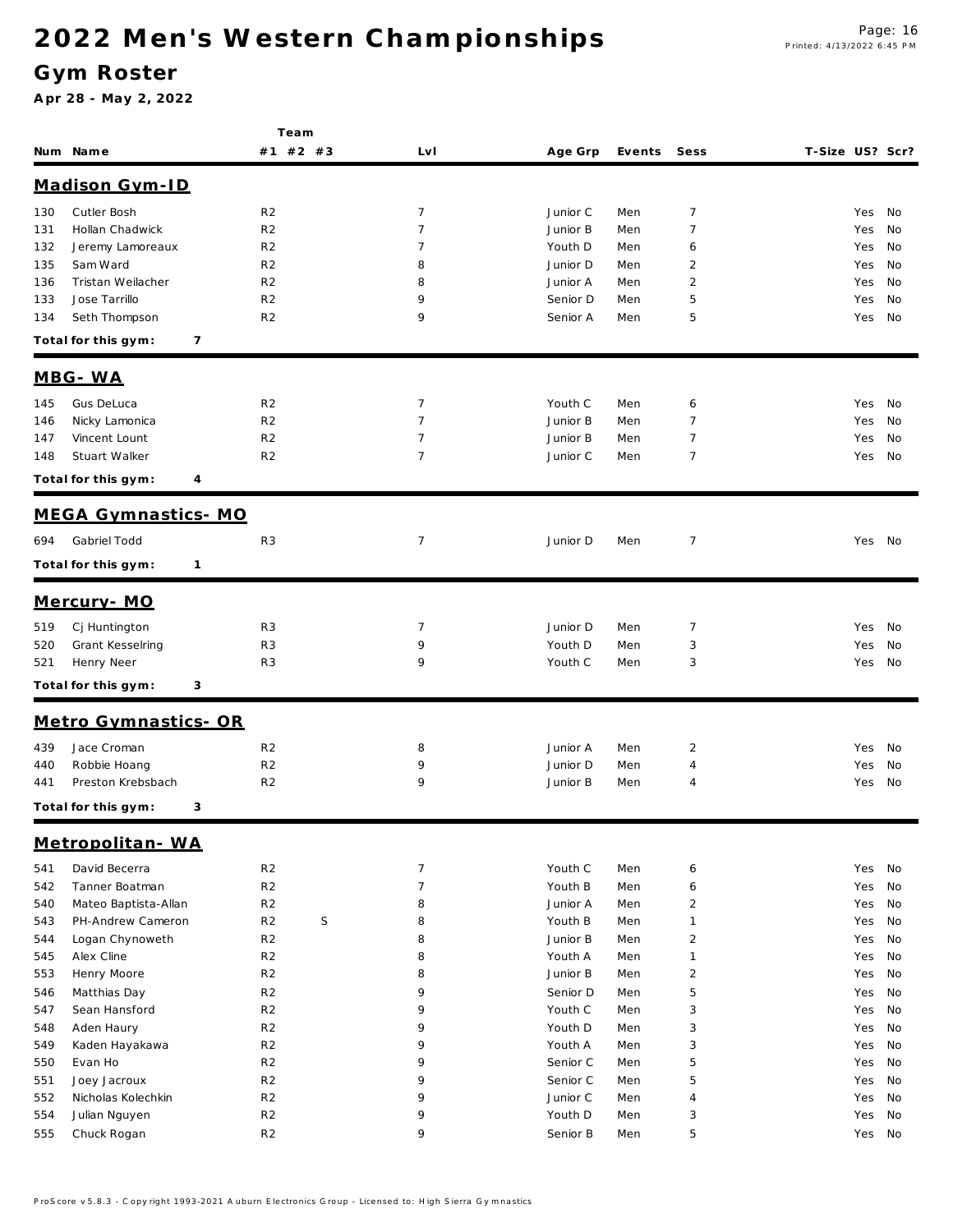# 2022 Men's Western Championships

## Gym Roster

**Apr 28 - May 2, 2022**

| Num | Name | Team #1 | #2 | #3 | Lvl | Age Grp | Events | Sess | T-Size | US? | Scr? |
|---|---|---|---|---|---|---|---|---|---|---|---|
| **Madison Gym-ID** | | | | | | | | | | | |
| 130 | Cutler Bosh | R2 | | | 7 | Junior C | Men | 7 | | Yes | No |
| 131 | Hollan Chadwick | R2 | | | 7 | Junior B | Men | 7 | | Yes | No |
| 132 | Jeremy Lamoreaux | R2 | | | 7 | Youth D | Men | 6 | | Yes | No |
| 135 | Sam Ward | R2 | | | 8 | Junior D | Men | 2 | | Yes | No |
| 136 | Tristan Weilacher | R2 | | | 8 | Junior A | Men | 2 | | Yes | No |
| 133 | Jose Tarrillo | R2 | | | 9 | Senior D | Men | 5 | | Yes | No |
| 134 | Seth Thompson | R2 | | | 9 | Senior A | Men | 5 | | Yes | No |
| **Total for this gym:** | **7** | | | | | | | | | | |
| **MBG- WA** | | | | | | | | | | | |
| 145 | Gus DeLuca | R2 | | | 7 | Youth C | Men | 6 | | Yes | No |
| 146 | Nicky Lamonica | R2 | | | 7 | Junior B | Men | 7 | | Yes | No |
| 147 | Vincent Lount | R2 | | | 7 | Junior B | Men | 7 | | Yes | No |
| 148 | Stuart Walker | R2 | | | 7 | Junior C | Men | 7 | | Yes | No |
| **Total for this gym:** | **4** | | | | | | | | | | |
| **MEGA Gymnastics- MO** | | | | | | | | | | | |
| 694 | Gabriel Todd | R3 | | | 7 | Junior D | Men | 7 | | Yes | No |
| **Total for this gym:** | **1** | | | | | | | | | | |
| **Mercury- MO** | | | | | | | | | | | |
| 519 | Cj Huntington | R3 | | | 7 | Junior D | Men | 7 | | Yes | No |
| 520 | Grant Kesselring | R3 | | | 9 | Youth D | Men | 3 | | Yes | No |
| 521 | Henry Neer | R3 | | | 9 | Youth C | Men | 3 | | Yes | No |
| **Total for this gym:** | **3** | | | | | | | | | | |
| **Metro Gymnastics- OR** | | | | | | | | | | | |
| 439 | Jace Croman | R2 | | | 8 | Junior A | Men | 2 | | Yes | No |
| 440 | Robbie Hoang | R2 | | | 9 | Junior D | Men | 4 | | Yes | No |
| 441 | Preston Krebsbach | R2 | | | 9 | Junior B | Men | 4 | | Yes | No |
| **Total for this gym:** | **3** | | | | | | | | | | |
| **Metropolitan- WA** | | | | | | | | | | | |
| 541 | David Becerra | R2 | | | 7 | Youth C | Men | 6 | | Yes | No |
| 542 | Tanner Boatman | R2 | | | 7 | Youth B | Men | 6 | | Yes | No |
| 540 | Mateo Baptista-Allan | R2 | | | 8 | Junior A | Men | 2 | | Yes | No |
| 543 | PH-Andrew Cameron | R2 | | S | 8 | Youth B | Men | 1 | | Yes | No |
| 544 | Logan Chynoweth | R2 | | | 8 | Junior B | Men | 2 | | Yes | No |
| 545 | Alex Cline | R2 | | | 8 | Youth A | Men | 1 | | Yes | No |
| 553 | Henry Moore | R2 | | | 8 | Junior B | Men | 2 | | Yes | No |
| 546 | Matthias Day | R2 | | | 9 | Senior D | Men | 5 | | Yes | No |
| 547 | Sean Hansford | R2 | | | 9 | Youth C | Men | 3 | | Yes | No |
| 548 | Aden Haury | R2 | | | 9 | Youth D | Men | 3 | | Yes | No |
| 549 | Kaden Hayakawa | R2 | | | 9 | Youth A | Men | 3 | | Yes | No |
| 550 | Evan Ho | R2 | | | 9 | Senior C | Men | 5 | | Yes | No |
| 551 | Joey Jacroux | R2 | | | 9 | Senior C | Men | 5 | | Yes | No |
| 552 | Nicholas Kolechkin | R2 | | | 9 | Junior C | Men | 4 | | Yes | No |
| 554 | Julian Nguyen | R2 | | | 9 | Youth D | Men | 3 | | Yes | No |
| 555 | Chuck Rogan | R2 | | | 9 | Senior B | Men | 5 | | Yes | No |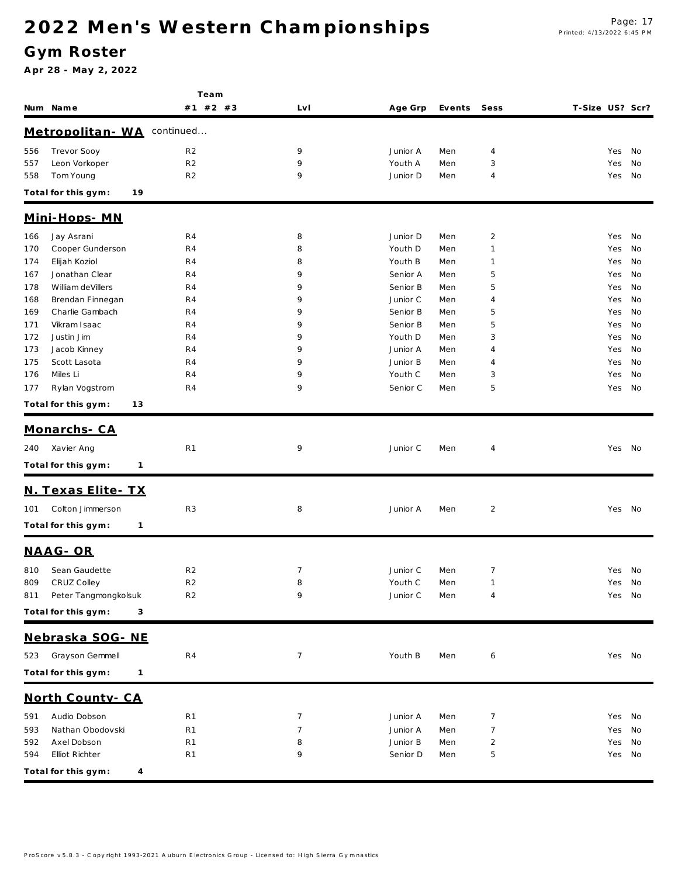# 2022 Men's Western Championships

## Gym Roster

**Apr 28 - May 2, 2022**

| Num | Name | Team #1 | #2 | #3 | Lvl | Age Grp | Events | Sess | T-Size | US? | Scr? |
|---|---|---|---|---|---|---|---|---|---|---|---|

### Metropolitan- WA continued...

| Num | Name | Team #1 | #2 | #3 | Lvl | Age Grp | Events | Sess | T-Size | US? | Scr? |
|---|---|---|---|---|---|---|---|---|---|---|---|
| 556 | Trevor Sooy | R2 | | | 9 | Junior A | Men | 4 | | Yes | No |
| 557 | Leon Vorkoper | R2 | | | 9 | Youth A | Men | 3 | | Yes | No |
| 558 | Tom Young | R2 | | | 9 | Junior D | Men | 4 | | Yes | No |

**Total for this gym: 19**

### Mini-Hops- MN

| Num | Name | Team #1 | #2 | #3 | Lvl | Age Grp | Events | Sess | T-Size | US? | Scr? |
|---|---|---|---|---|---|---|---|---|---|---|---|
| 166 | Jay Asrani | R4 | | | 8 | Junior D | Men | 2 | | Yes | No |
| 170 | Cooper Gunderson | R4 | | | 8 | Youth D | Men | 1 | | Yes | No |
| 174 | Elijah Koziol | R4 | | | 8 | Youth B | Men | 1 | | Yes | No |
| 167 | Jonathan Clear | R4 | | | 9 | Senior A | Men | 5 | | Yes | No |
| 178 | William deVillers | R4 | | | 9 | Senior B | Men | 5 | | Yes | No |
| 168 | Brendan Finnegan | R4 | | | 9 | Junior C | Men | 4 | | Yes | No |
| 169 | Charlie Gambach | R4 | | | 9 | Senior B | Men | 5 | | Yes | No |
| 171 | Vikram Isaac | R4 | | | 9 | Senior B | Men | 5 | | Yes | No |
| 172 | Justin Jim | R4 | | | 9 | Youth D | Men | 3 | | Yes | No |
| 173 | Jacob Kinney | R4 | | | 9 | Junior A | Men | 4 | | Yes | No |
| 175 | Scott Lasota | R4 | | | 9 | Junior B | Men | 4 | | Yes | No |
| 176 | Miles Li | R4 | | | 9 | Youth C | Men | 3 | | Yes | No |
| 177 | Rylan Vogstrom | R4 | | | 9 | Senior C | Men | 5 | | Yes | No |

**Total for this gym: 13**

### Monarchs- CA

| Num | Name | Team #1 | #2 | #3 | Lvl | Age Grp | Events | Sess | T-Size | US? | Scr? |
|---|---|---|---|---|---|---|---|---|---|---|---|
| 240 | Xavier Ang | R1 | | | 9 | Junior C | Men | 4 | | Yes | No |

**Total for this gym: 1**

### N. Texas Elite- TX

| Num | Name | Team #1 | #2 | #3 | Lvl | Age Grp | Events | Sess | T-Size | US? | Scr? |
|---|---|---|---|---|---|---|---|---|---|---|---|
| 101 | Colton Jimmerson | R3 | | | 8 | Junior A | Men | 2 | | Yes | No |

**Total for this gym: 1**

### NAAG- OR

| Num | Name | Team #1 | #2 | #3 | Lvl | Age Grp | Events | Sess | T-Size | US? | Scr? |
|---|---|---|---|---|---|---|---|---|---|---|---|
| 810 | Sean Gaudette | R2 | | | 7 | Junior C | Men | 7 | | Yes | No |
| 809 | CRUZ Colley | R2 | | | 8 | Youth C | Men | 1 | | Yes | No |
| 811 | Peter Tangmongkolsuk | R2 | | | 9 | Junior C | Men | 4 | | Yes | No |

**Total for this gym: 3**

### Nebraska SOG- NE

| Num | Name | Team #1 | #2 | #3 | Lvl | Age Grp | Events | Sess | T-Size | US? | Scr? |
|---|---|---|---|---|---|---|---|---|---|---|---|
| 523 | Grayson Gemmell | R4 | | | 7 | Youth B | Men | 6 | | Yes | No |

**Total for this gym: 1**

### North County- CA

| Num | Name | Team #1 | #2 | #3 | Lvl | Age Grp | Events | Sess | T-Size | US? | Scr? |
|---|---|---|---|---|---|---|---|---|---|---|---|
| 591 | Audio Dobson | R1 | | | 7 | Junior A | Men | 7 | | Yes | No |
| 593 | Nathan Obodovski | R1 | | | 7 | Junior A | Men | 7 | | Yes | No |
| 592 | Axel Dobson | R1 | | | 8 | Junior B | Men | 2 | | Yes | No |
| 594 | Elliot Richter | R1 | | | 9 | Senior D | Men | 5 | | Yes | No |

**Total for this gym: 4**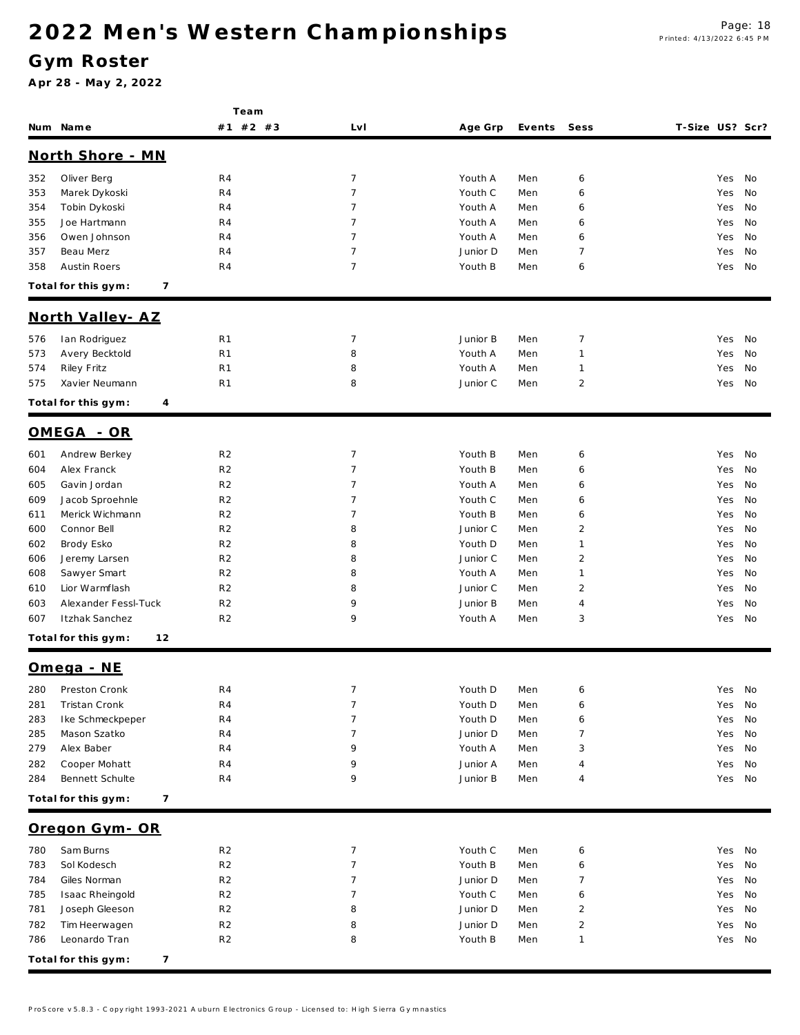# 2022 Men's Western Championships

## Gym Roster

**Apr 28 - May 2, 2022**

### North Shore - MN

| Num | Name | Team #1 | #2 | #3 | Lvl | Age Grp | Events | Sess | T-Size | US? | Scr? |
|---|---|---|---|---|---|---|---|---|---|---|---|
| 352 | Oliver Berg | R4 | | | 7 | Youth A | Men | 6 | | Yes | No |
| 353 | Marek Dykoski | R4 | | | 7 | Youth C | Men | 6 | | Yes | No |
| 354 | Tobin Dykoski | R4 | | | 7 | Youth A | Men | 6 | | Yes | No |
| 355 | Joe Hartmann | R4 | | | 7 | Youth A | Men | 6 | | Yes | No |
| 356 | Owen Johnson | R4 | | | 7 | Youth A | Men | 6 | | Yes | No |
| 357 | Beau Merz | R4 | | | 7 | Junior D | Men | 7 | | Yes | No |
| 358 | Austin Roers | R4 | | | 7 | Youth B | Men | 6 | | Yes | No |

**Total for this gym: 7**

### North Valley- AZ

| Num | Name | Team #1 | #2 | #3 | Lvl | Age Grp | Events | Sess | T-Size | US? | Scr? |
|---|---|---|---|---|---|---|---|---|---|---|---|
| 576 | Ian Rodriguez | R1 | | | 7 | Junior B | Men | 7 | | Yes | No |
| 573 | Avery Becktold | R1 | | | 8 | Youth A | Men | 1 | | Yes | No |
| 574 | Riley Fritz | R1 | | | 8 | Youth A | Men | 1 | | Yes | No |
| 575 | Xavier Neumann | R1 | | | 8 | Junior C | Men | 2 | | Yes | No |

**Total for this gym: 4**

### OMEGA - OR

| Num | Name | Team #1 | #2 | #3 | Lvl | Age Grp | Events | Sess | T-Size | US? | Scr? |
|---|---|---|---|---|---|---|---|---|---|---|---|
| 601 | Andrew Berkey | R2 | | | 7 | Youth B | Men | 6 | | Yes | No |
| 604 | Alex Franck | R2 | | | 7 | Youth B | Men | 6 | | Yes | No |
| 605 | Gavin Jordan | R2 | | | 7 | Youth A | Men | 6 | | Yes | No |
| 609 | Jacob Sproehnle | R2 | | | 7 | Youth C | Men | 6 | | Yes | No |
| 611 | Merick Wichmann | R2 | | | 7 | Youth B | Men | 6 | | Yes | No |
| 600 | Connor Bell | R2 | | | 8 | Junior C | Men | 2 | | Yes | No |
| 602 | Brody Esko | R2 | | | 8 | Youth D | Men | 1 | | Yes | No |
| 606 | Jeremy Larsen | R2 | | | 8 | Junior C | Men | 2 | | Yes | No |
| 608 | Sawyer Smart | R2 | | | 8 | Youth A | Men | 1 | | Yes | No |
| 610 | Lior Warmflash | R2 | | | 8 | Junior C | Men | 2 | | Yes | No |
| 603 | Alexander Fessl-Tuck | R2 | | | 9 | Junior B | Men | 4 | | Yes | No |
| 607 | Itzhak Sanchez | R2 | | | 9 | Youth A | Men | 3 | | Yes | No |

**Total for this gym: 12**

### Omega - NE

| Num | Name | Team #1 | #2 | #3 | Lvl | Age Grp | Events | Sess | T-Size | US? | Scr? |
|---|---|---|---|---|---|---|---|---|---|---|---|
| 280 | Preston Cronk | R4 | | | 7 | Youth D | Men | 6 | | Yes | No |
| 281 | Tristan Cronk | R4 | | | 7 | Youth D | Men | 6 | | Yes | No |
| 283 | Ike Schmeckpeper | R4 | | | 7 | Youth D | Men | 6 | | Yes | No |
| 285 | Mason Szatko | R4 | | | 7 | Junior D | Men | 7 | | Yes | No |
| 279 | Alex Baber | R4 | | | 9 | Youth A | Men | 3 | | Yes | No |
| 282 | Cooper Mohatt | R4 | | | 9 | Junior A | Men | 4 | | Yes | No |
| 284 | Bennett Schulte | R4 | | | 9 | Junior B | Men | 4 | | Yes | No |

**Total for this gym: 7**

### Oregon Gym- OR

| Num | Name | Team #1 | #2 | #3 | Lvl | Age Grp | Events | Sess | T-Size | US? | Scr? |
|---|---|---|---|---|---|---|---|---|---|---|---|
| 780 | Sam Burns | R2 | | | 7 | Youth C | Men | 6 | | Yes | No |
| 783 | Sol Kodesch | R2 | | | 7 | Youth B | Men | 6 | | Yes | No |
| 784 | Giles Norman | R2 | | | 7 | Junior D | Men | 7 | | Yes | No |
| 785 | Isaac Rheingold | R2 | | | 7 | Youth C | Men | 6 | | Yes | No |
| 781 | Joseph Gleeson | R2 | | | 8 | Junior D | Men | 2 | | Yes | No |
| 782 | Tim Heerwagen | R2 | | | 8 | Junior D | Men | 2 | | Yes | No |
| 786 | Leonardo Tran | R2 | | | 8 | Youth B | Men | 1 | | Yes | No |

**Total for this gym: 7**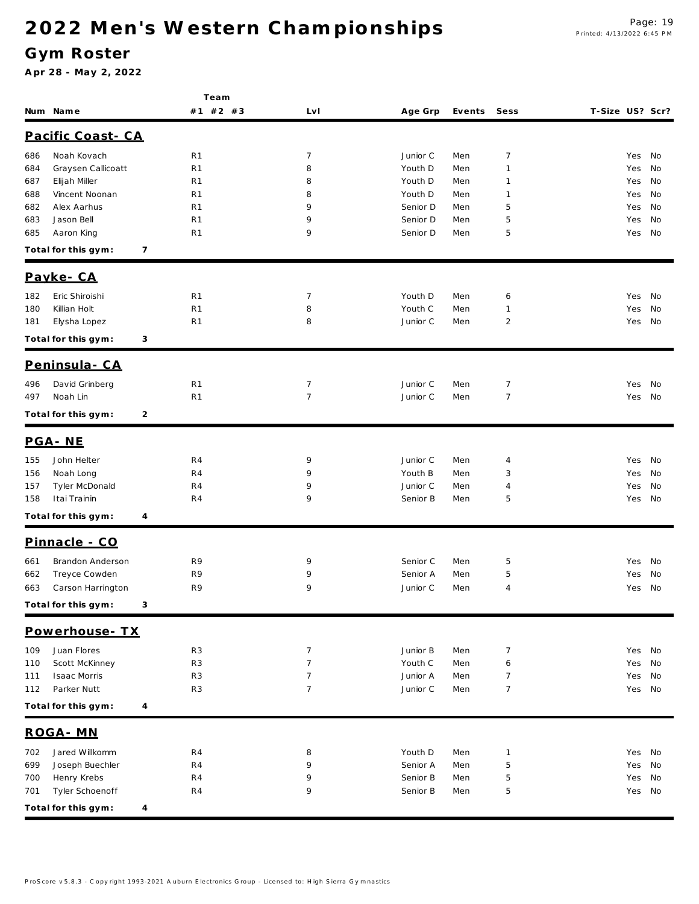# 2022 Men's Western Championships

## Gym Roster

**Apr 28 - May 2, 2022**

| Num | Name | Team #1 | #2 | #3 | Lvl | Age Grp | Events | Sess | T-Size | US? | Scr? |
|---|---|---|---|---|---|---|---|---|---|---|---|

### Pacific Coast- CA

| Num | Name | Team #1 | #2 | #3 | Lvl | Age Grp | Events | Sess | T-Size | US? | Scr? |
|---|---|---|---|---|---|---|---|---|---|---|---|
| 686 | Noah Kovach | R1 | | | 7 | Junior C | Men | 7 | | Yes | No |
| 684 | Graysen Callicoatt | R1 | | | 8 | Youth D | Men | 1 | | Yes | No |
| 687 | Elijah Miller | R1 | | | 8 | Youth D | Men | 1 | | Yes | No |
| 688 | Vincent Noonan | R1 | | | 8 | Youth D | Men | 1 | | Yes | No |
| 682 | Alex Aarhus | R1 | | | 9 | Senior D | Men | 5 | | Yes | No |
| 683 | Jason Bell | R1 | | | 9 | Senior D | Men | 5 | | Yes | No |
| 685 | Aaron King | R1 | | | 9 | Senior D | Men | 5 | | Yes | No |

**Total for this gym: 7**

### Payke- CA

| Num | Name | Team #1 | #2 | #3 | Lvl | Age Grp | Events | Sess | T-Size | US? | Scr? |
|---|---|---|---|---|---|---|---|---|---|---|---|
| 182 | Eric Shiroishi | R1 | | | 7 | Youth D | Men | 6 | | Yes | No |
| 180 | Killian Holt | R1 | | | 8 | Youth C | Men | 1 | | Yes | No |
| 181 | Elysha Lopez | R1 | | | 8 | Junior C | Men | 2 | | Yes | No |

**Total for this gym: 3**

### Peninsula- CA

| Num | Name | Team #1 | #2 | #3 | Lvl | Age Grp | Events | Sess | T-Size | US? | Scr? |
|---|---|---|---|---|---|---|---|---|---|---|---|
| 496 | David Grinberg | R1 | | | 7 | Junior C | Men | 7 | | Yes | No |
| 497 | Noah Lin | R1 | | | 7 | Junior C | Men | 7 | | Yes | No |

**Total for this gym: 2**

### PGA- NE

| Num | Name | Team #1 | #2 | #3 | Lvl | Age Grp | Events | Sess | T-Size | US? | Scr? |
|---|---|---|---|---|---|---|---|---|---|---|---|
| 155 | John Helter | R4 | | | 9 | Junior C | Men | 4 | | Yes | No |
| 156 | Noah Long | R4 | | | 9 | Youth B | Men | 3 | | Yes | No |
| 157 | Tyler McDonald | R4 | | | 9 | Junior C | Men | 4 | | Yes | No |
| 158 | Itai Trainin | R4 | | | 9 | Senior B | Men | 5 | | Yes | No |

**Total for this gym: 4**

### Pinnacle - CO

| Num | Name | Team #1 | #2 | #3 | Lvl | Age Grp | Events | Sess | T-Size | US? | Scr? |
|---|---|---|---|---|---|---|---|---|---|---|---|
| 661 | Brandon Anderson | R9 | | | 9 | Senior C | Men | 5 | | Yes | No |
| 662 | Treyce Cowden | R9 | | | 9 | Senior A | Men | 5 | | Yes | No |
| 663 | Carson Harrington | R9 | | | 9 | Junior C | Men | 4 | | Yes | No |

**Total for this gym: 3**

### Powerhouse- TX

| Num | Name | Team #1 | #2 | #3 | Lvl | Age Grp | Events | Sess | T-Size | US? | Scr? |
|---|---|---|---|---|---|---|---|---|---|---|---|
| 109 | Juan Flores | R3 | | | 7 | Junior B | Men | 7 | | Yes | No |
| 110 | Scott McKinney | R3 | | | 7 | Youth C | Men | 6 | | Yes | No |
| 111 | Isaac Morris | R3 | | | 7 | Junior A | Men | 7 | | Yes | No |
| 112 | Parker Nutt | R3 | | | 7 | Junior C | Men | 7 | | Yes | No |

**Total for this gym: 4**

### ROGA- MN

| Num | Name | Team #1 | #2 | #3 | Lvl | Age Grp | Events | Sess | T-Size | US? | Scr? |
|---|---|---|---|---|---|---|---|---|---|---|---|
| 702 | Jared Willkomm | R4 | | | 8 | Youth D | Men | 1 | | Yes | No |
| 699 | Joseph Buechler | R4 | | | 9 | Senior A | Men | 5 | | Yes | No |
| 700 | Henry Krebs | R4 | | | 9 | Senior B | Men | 5 | | Yes | No |
| 701 | Tyler Schoenoff | R4 | | | 9 | Senior B | Men | 5 | | Yes | No |

**Total for this gym: 4**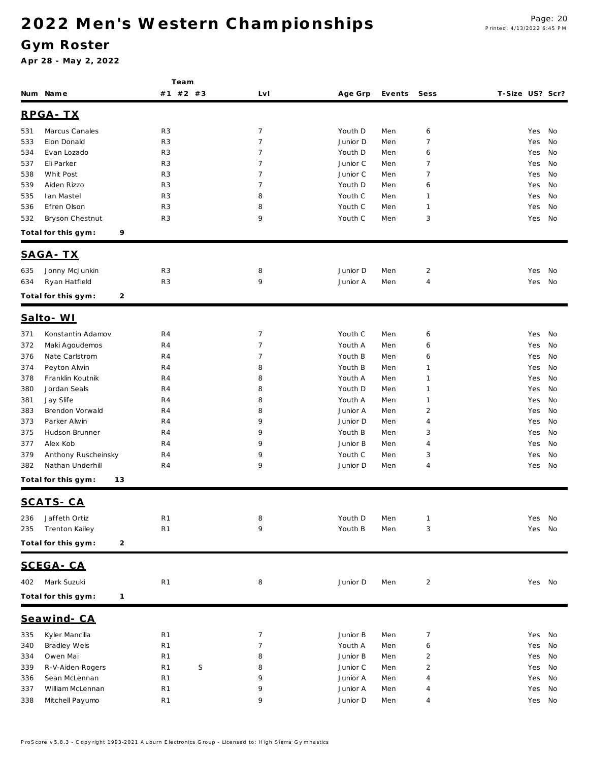# 2022 Men's Western Championships

## Gym Roster

**Apr 28 - May 2, 2022**

| Num | Name | Team #1 | Team #2 | Team #3 | Lvl | Age Grp | Events | Sess | T-Size | US? | Scr? |
|---|---|---|---|---|---|---|---|---|---|---|---|
| **RPGA- TX** | | | | | | | | | | | |
| 531 | Marcus Canales | R3 | | | 7 | Youth D | Men | 6 | | Yes | No |
| 533 | Eion Donald | R3 | | | 7 | Junior D | Men | 7 | | Yes | No |
| 534 | Evan Lozado | R3 | | | 7 | Youth D | Men | 6 | | Yes | No |
| 537 | Eli Parker | R3 | | | 7 | Junior C | Men | 7 | | Yes | No |
| 538 | Whit Post | R3 | | | 7 | Junior C | Men | 7 | | Yes | No |
| 539 | Aiden Rizzo | R3 | | | 7 | Youth D | Men | 6 | | Yes | No |
| 535 | Ian Mastel | R3 | | | 8 | Youth C | Men | 1 | | Yes | No |
| 536 | Efren Olson | R3 | | | 8 | Youth C | Men | 1 | | Yes | No |
| 532 | Bryson Chestnut | R3 | | | 9 | Youth C | Men | 3 | | Yes | No |
| **Total for this gym:** | **9** | | | | | | | | | | |
| **SAGA- TX** | | | | | | | | | | | |
| 635 | Jonny McJunkin | R3 | | | 8 | Junior D | Men | 2 | | Yes | No |
| 634 | Ryan Hatfield | R3 | | | 9 | Junior A | Men | 4 | | Yes | No |
| **Total for this gym:** | **2** | | | | | | | | | | |
| **Salto- WI** | | | | | | | | | | | |
| 371 | Konstantin Adamov | R4 | | | 7 | Youth C | Men | 6 | | Yes | No |
| 372 | Maki Agoudemos | R4 | | | 7 | Youth A | Men | 6 | | Yes | No |
| 376 | Nate Carlstrom | R4 | | | 7 | Youth B | Men | 6 | | Yes | No |
| 374 | Peyton Alwin | R4 | | | 8 | Youth B | Men | 1 | | Yes | No |
| 378 | Franklin Koutnik | R4 | | | 8 | Youth A | Men | 1 | | Yes | No |
| 380 | Jordan Seals | R4 | | | 8 | Youth D | Men | 1 | | Yes | No |
| 381 | Jay Slife | R4 | | | 8 | Youth A | Men | 1 | | Yes | No |
| 383 | Brendon Vorwald | R4 | | | 8 | Junior A | Men | 2 | | Yes | No |
| 373 | Parker Alwin | R4 | | | 9 | Junior D | Men | 4 | | Yes | No |
| 375 | Hudson Brunner | R4 | | | 9 | Youth B | Men | 3 | | Yes | No |
| 377 | Alex Kob | R4 | | | 9 | Junior B | Men | 4 | | Yes | No |
| 379 | Anthony Ruscheinsky | R4 | | | 9 | Youth C | Men | 3 | | Yes | No |
| 382 | Nathan Underhill | R4 | | | 9 | Junior D | Men | 4 | | Yes | No |
| **Total for this gym:** | **13** | | | | | | | | | | |
| **SCATS- CA** | | | | | | | | | | | |
| 236 | Jaffeth Ortiz | R1 | | | 8 | Youth D | Men | 1 | | Yes | No |
| 235 | Trenton Kailey | R1 | | | 9 | Youth B | Men | 3 | | Yes | No |
| **Total for this gym:** | **2** | | | | | | | | | | |
| **SCEGA- CA** | | | | | | | | | | | |
| 402 | Mark Suzuki | R1 | | | 8 | Junior D | Men | 2 | | Yes | No |
| **Total for this gym:** | **1** | | | | | | | | | | |
| **Seawind- CA** | | | | | | | | | | | |
| 335 | Kyler Mancilla | R1 | | | 7 | Junior B | Men | 7 | | Yes | No |
| 340 | Bradley Weis | R1 | | | 7 | Youth A | Men | 6 | | Yes | No |
| 334 | Owen Mai | R1 | | | 8 | Junior B | Men | 2 | | Yes | No |
| 339 | R-V-Aiden Rogers | R1 | | S | 8 | Junior C | Men | 2 | | Yes | No |
| 336 | Sean McLennan | R1 | | | 9 | Junior A | Men | 4 | | Yes | No |
| 337 | William McLennan | R1 | | | 9 | Junior A | Men | 4 | | Yes | No |
| 338 | Mitchell Payumo | R1 | | | 9 | Junior D | Men | 4 | | Yes | No |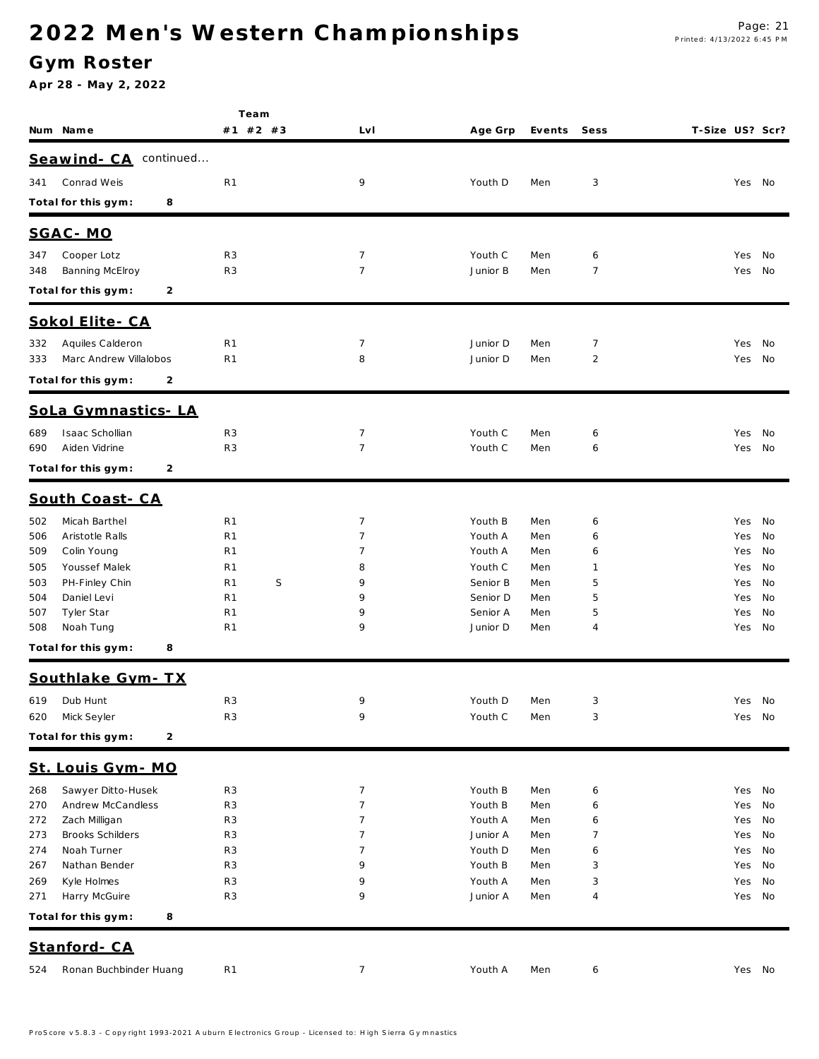# 2022 Men's Western Championships

## Gym Roster

**Apr 28 - May 2, 2022**

| Num | Name | Team #1 | Team #2 | Team #3 | Lvl | Age Grp | Events | Sess | T-Size | US? | Scr? |
|---|---|---|---|---|---|---|---|---|---|---|---|
| | **Seawind- CA** continued... | | | | | | | | | | |
| 341 | Conrad Weis | R1 | | | 9 | Youth D | Men | 3 | | Yes | No |
| | **Total for this gym: 8** | | | | | | | | | | |
| | **SGAC- MO** | | | | | | | | | | |
| 347 | Cooper Lotz | R3 | | | 7 | Youth C | Men | 6 | | Yes | No |
| 348 | Banning McElroy | R3 | | | 7 | Junior B | Men | 7 | | Yes | No |
| | **Total for this gym: 2** | | | | | | | | | | |
| | **Sokol Elite- CA** | | | | | | | | | | |
| 332 | Aquiles Calderon | R1 | | | 7 | Junior D | Men | 7 | | Yes | No |
| 333 | Marc Andrew Villalobos | R1 | | | 8 | Junior D | Men | 2 | | Yes | No |
| | **Total for this gym: 2** | | | | | | | | | | |
| | **SoLa Gymnastics- LA** | | | | | | | | | | |
| 689 | Isaac Schollian | R3 | | | 7 | Youth C | Men | 6 | | Yes | No |
| 690 | Aiden Vidrine | R3 | | | 7 | Youth C | Men | 6 | | Yes | No |
| | **Total for this gym: 2** | | | | | | | | | | |
| | **South Coast- CA** | | | | | | | | | | |
| 502 | Micah Barthel | R1 | | | 7 | Youth B | Men | 6 | | Yes | No |
| 506 | Aristotle Ralls | R1 | | | 7 | Youth A | Men | 6 | | Yes | No |
| 509 | Colin Young | R1 | | | 7 | Youth A | Men | 6 | | Yes | No |
| 505 | Youssef Malek | R1 | | | 8 | Youth C | Men | 1 | | Yes | No |
| 503 | PH-Finley Chin | R1 | S | | 9 | Senior B | Men | 5 | | Yes | No |
| 504 | Daniel Levi | R1 | | | 9 | Senior D | Men | 5 | | Yes | No |
| 507 | Tyler Star | R1 | | | 9 | Senior A | Men | 5 | | Yes | No |
| 508 | Noah Tung | R1 | | | 9 | Junior D | Men | 4 | | Yes | No |
| | **Total for this gym: 8** | | | | | | | | | | |
| | **Southlake Gym- TX** | | | | | | | | | | |
| 619 | Dub Hunt | R3 | | | 9 | Youth D | Men | 3 | | Yes | No |
| 620 | Mick Seyler | R3 | | | 9 | Youth C | Men | 3 | | Yes | No |
| | **Total for this gym: 2** | | | | | | | | | | |
| | **St. Louis Gym- MO** | | | | | | | | | | |
| 268 | Sawyer Ditto-Husek | R3 | | | 7 | Youth B | Men | 6 | | Yes | No |
| 270 | Andrew McCandless | R3 | | | 7 | Youth B | Men | 6 | | Yes | No |
| 272 | Zach Milligan | R3 | | | 7 | Youth A | Men | 6 | | Yes | No |
| 273 | Brooks Schilders | R3 | | | 7 | Junior A | Men | 7 | | Yes | No |
| 274 | Noah Turner | R3 | | | 7 | Youth D | Men | 6 | | Yes | No |
| 267 | Nathan Bender | R3 | | | 9 | Youth B | Men | 3 | | Yes | No |
| 269 | Kyle Holmes | R3 | | | 9 | Youth A | Men | 3 | | Yes | No |
| 271 | Harry McGuire | R3 | | | 9 | Junior A | Men | 4 | | Yes | No |
| | **Total for this gym: 8** | | | | | | | | | | |
| | **Stanford- CA** | | | | | | | | | | |
| 524 | Ronan Buchbinder Huang | R1 | | | 7 | Youth A | Men | 6 | | Yes | No |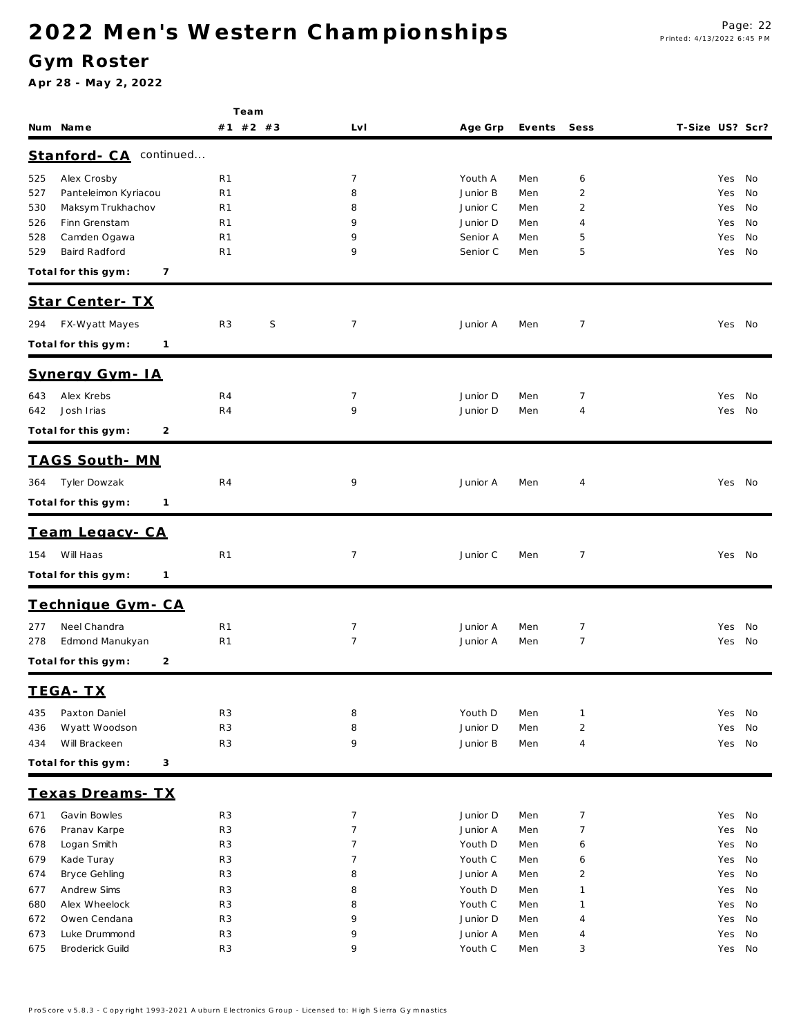# 2022 Men's Western Championships

## Gym Roster

**Apr 28 - May 2, 2022**

| Num | Name | Team #1 | #2 | #3 | Lvl | Age Grp | Events | Sess | T-Size | US? | Scr? |
|---|---|---|---|---|---|---|---|---|---|---|---|
| **Stanford- CA** continued... | | | | | | | | | | | |
| 525 | Alex Crosby | R1 | | | 7 | Youth A | Men | 6 | | Yes | No |
| 527 | Panteleimon Kyriacou | R1 | | | 8 | Junior B | Men | 2 | | Yes | No |
| 530 | Maksym Trukhachov | R1 | | | 8 | Junior C | Men | 2 | | Yes | No |
| 526 | Finn Grenstam | R1 | | | 9 | Junior D | Men | 4 | | Yes | No |
| 528 | Camden Ogawa | R1 | | | 9 | Senior A | Men | 5 | | Yes | No |
| 529 | Baird Radford | R1 | | | 9 | Senior C | Men | 5 | | Yes | No |
| **Total for this gym:** | **7** | | | | | | | | | | |
| **Star Center- TX** | | | | | | | | | | | |
| 294 | FX-Wyatt Mayes | R3 | S | | 7 | Junior A | Men | 7 | | Yes | No |
| **Total for this gym:** | **1** | | | | | | | | | | |
| **Synergy Gym- IA** | | | | | | | | | | | |
| 643 | Alex Krebs | R4 | | | 7 | Junior D | Men | 7 | | Yes | No |
| 642 | Josh Irias | R4 | | | 9 | Junior D | Men | 4 | | Yes | No |
| **Total for this gym:** | **2** | | | | | | | | | | |
| **TAGS South- MN** | | | | | | | | | | | |
| 364 | Tyler Dowzak | R4 | | | 9 | Junior A | Men | 4 | | Yes | No |
| **Total for this gym:** | **1** | | | | | | | | | | |
| **Team Legacy- CA** | | | | | | | | | | | |
| 154 | Will Haas | R1 | | | 7 | Junior C | Men | 7 | | Yes | No |
| **Total for this gym:** | **1** | | | | | | | | | | |
| **Technique Gym- CA** | | | | | | | | | | | |
| 277 | Neel Chandra | R1 | | | 7 | Junior A | Men | 7 | | Yes | No |
| 278 | Edmond Manukyan | R1 | | | 7 | Junior A | Men | 7 | | Yes | No |
| **Total for this gym:** | **2** | | | | | | | | | | |
| **TEGA- TX** | | | | | | | | | | | |
| 435 | Paxton Daniel | R3 | | | 8 | Youth D | Men | 1 | | Yes | No |
| 436 | Wyatt Woodson | R3 | | | 8 | Junior D | Men | 2 | | Yes | No |
| 434 | Will Brackeen | R3 | | | 9 | Junior B | Men | 4 | | Yes | No |
| **Total for this gym:** | **3** | | | | | | | | | | |
| **Texas Dreams- TX** | | | | | | | | | | | |
| 671 | Gavin Bowles | R3 | | | 7 | Junior D | Men | 7 | | Yes | No |
| 676 | Pranav Karpe | R3 | | | 7 | Junior A | Men | 7 | | Yes | No |
| 678 | Logan Smith | R3 | | | 7 | Youth D | Men | 6 | | Yes | No |
| 679 | Kade Turay | R3 | | | 7 | Youth C | Men | 6 | | Yes | No |
| 674 | Bryce Gehling | R3 | | | 8 | Junior A | Men | 2 | | Yes | No |
| 677 | Andrew Sims | R3 | | | 8 | Youth D | Men | 1 | | Yes | No |
| 680 | Alex Wheelock | R3 | | | 8 | Youth C | Men | 1 | | Yes | No |
| 672 | Owen Cendana | R3 | | | 9 | Junior D | Men | 4 | | Yes | No |
| 673 | Luke Drummond | R3 | | | 9 | Junior A | Men | 4 | | Yes | No |
| 675 | Broderick Guild | R3 | | | 9 | Youth C | Men | 3 | | Yes | No |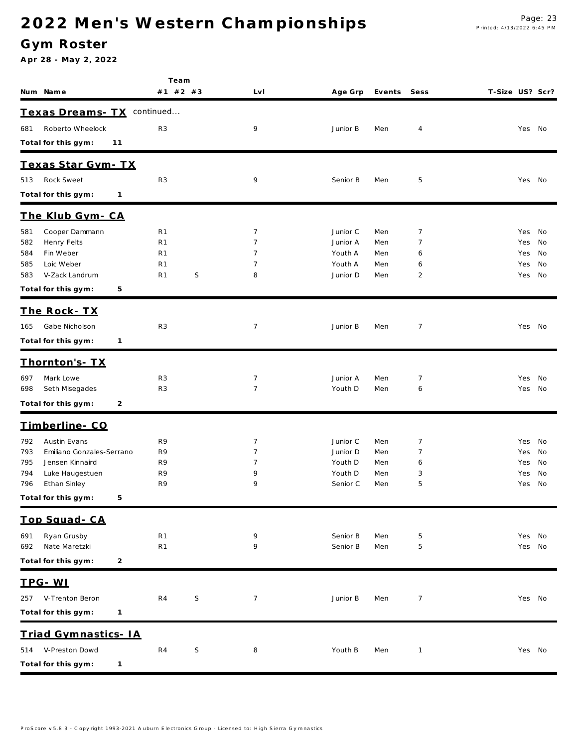# 2022 Men's Western Championships

## Gym Roster

**Apr 28 - May 2, 2022**

| Num | Name | Team #1 | Team #2 | Team #3 | Lvl | Age Grp | Events | Sess | T-Size | US? | Scr? |
|---|---|---|---|---|---|---|---|---|---|---|---|

### Texas Dreams- TX continued...

| Num | Name | Team #1 | Team #2 | Team #3 | Lvl | Age Grp | Events | Sess | T-Size | US? | Scr? |
|---|---|---|---|---|---|---|---|---|---|---|---|
| 681 | Roberto Wheelock | R3 | | | 9 | Junior B | Men | 4 | | Yes | No |

**Total for this gym: 11**

### Texas Star Gym- TX

| Num | Name | Team #1 | Team #2 | Team #3 | Lvl | Age Grp | Events | Sess | T-Size | US? | Scr? |
|---|---|---|---|---|---|---|---|---|---|---|---|
| 513 | Rock Sweet | R3 | | | 9 | Senior B | Men | 5 | | Yes | No |

**Total for this gym: 1**

### The Klub Gym- CA

| Num | Name | Team #1 | Team #2 | Team #3 | Lvl | Age Grp | Events | Sess | T-Size | US? | Scr? |
|---|---|---|---|---|---|---|---|---|---|---|---|
| 581 | Cooper Dammann | R1 | | | 7 | Junior C | Men | 7 | | Yes | No |
| 582 | Henry Felts | R1 | | | 7 | Junior A | Men | 7 | | Yes | No |
| 584 | Fin Weber | R1 | | | 7 | Youth A | Men | 6 | | Yes | No |
| 585 | Loic Weber | R1 | | | 7 | Youth A | Men | 6 | | Yes | No |
| 583 | V-Zack Landrum | R1 | S | | 8 | Junior D | Men | 2 | | Yes | No |

**Total for this gym: 5**

### The Rock- TX

| Num | Name | Team #1 | Team #2 | Team #3 | Lvl | Age Grp | Events | Sess | T-Size | US? | Scr? |
|---|---|---|---|---|---|---|---|---|---|---|---|
| 165 | Gabe Nicholson | R3 | | | 7 | Junior B | Men | 7 | | Yes | No |

**Total for this gym: 1**

### Thornton's- TX

| Num | Name | Team #1 | Team #2 | Team #3 | Lvl | Age Grp | Events | Sess | T-Size | US? | Scr? |
|---|---|---|---|---|---|---|---|---|---|---|---|
| 697 | Mark Lowe | R3 | | | 7 | Junior A | Men | 7 | | Yes | No |
| 698 | Seth Misegades | R3 | | | 7 | Youth D | Men | 6 | | Yes | No |

**Total for this gym: 2**

### Timberline- CO

| Num | Name | Team #1 | Team #2 | Team #3 | Lvl | Age Grp | Events | Sess | T-Size | US? | Scr? |
|---|---|---|---|---|---|---|---|---|---|---|---|
| 792 | Austin Evans | R9 | | | 7 | Junior C | Men | 7 | | Yes | No |
| 793 | Emiliano Gonzales-Serrano | R9 | | | 7 | Junior D | Men | 7 | | Yes | No |
| 795 | Jensen Kinnaird | R9 | | | 7 | Youth D | Men | 6 | | Yes | No |
| 794 | Luke Haugestuen | R9 | | | 9 | Youth D | Men | 3 | | Yes | No |
| 796 | Ethan Sinley | R9 | | | 9 | Senior C | Men | 5 | | Yes | No |

**Total for this gym: 5**

### Top Squad- CA

| Num | Name | Team #1 | Team #2 | Team #3 | Lvl | Age Grp | Events | Sess | T-Size | US? | Scr? |
|---|---|---|---|---|---|---|---|---|---|---|---|
| 691 | Ryan Grusby | R1 | | | 9 | Senior B | Men | 5 | | Yes | No |
| 692 | Nate Maretzki | R1 | | | 9 | Senior B | Men | 5 | | Yes | No |

**Total for this gym: 2**

### TPG- WI

| Num | Name | Team #1 | Team #2 | Team #3 | Lvl | Age Grp | Events | Sess | T-Size | US? | Scr? |
|---|---|---|---|---|---|---|---|---|---|---|---|
| 257 | V-Trenton Beron | R4 | S | | 7 | Junior B | Men | 7 | | Yes | No |

**Total for this gym: 1**

### Triad Gymnastics- IA

| Num | Name | Team #1 | Team #2 | Team #3 | Lvl | Age Grp | Events | Sess | T-Size | US? | Scr? |
|---|---|---|---|---|---|---|---|---|---|---|---|
| 514 | V-Preston Dowd | R4 | S | | 8 | Youth B | Men | 1 | | Yes | No |

**Total for this gym: 1**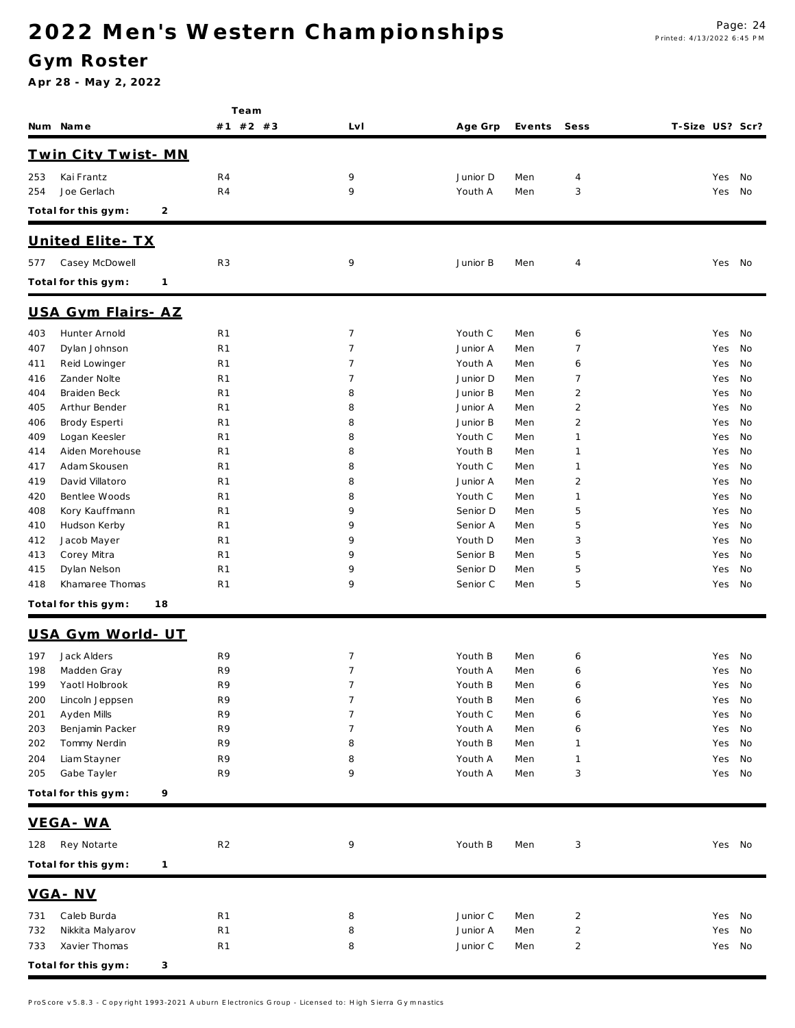# 2022 Men's Western Championships

## Gym Roster

**Apr 28 - May 2, 2022**

| Num | Name | Team #1 | #2 | #3 | Lvl | Age Grp | Events | Sess | T-Size | US? | Scr? |
|---|---|---|---|---|---|---|---|---|---|---|---|
| **Twin City Twist- MN** | | | | | | | | | | | |
| 253 | Kai Frantz | R4 | | | 9 | Junior D | Men | 4 | | Yes | No |
| 254 | Joe Gerlach | R4 | | | 9 | Youth A | Men | 3 | | Yes | No |
| **Total for this gym:** | **2** | | | | | | | | | | |
| **United Elite- TX** | | | | | | | | | | | |
| 577 | Casey McDowell | R3 | | | 9 | Junior B | Men | 4 | | Yes | No |
| **Total for this gym:** | **1** | | | | | | | | | | |
| **USA Gym Flairs- AZ** | | | | | | | | | | | |
| 403 | Hunter Arnold | R1 | | | 7 | Youth C | Men | 6 | | Yes | No |
| 407 | Dylan Johnson | R1 | | | 7 | Junior A | Men | 7 | | Yes | No |
| 411 | Reid Lowinger | R1 | | | 7 | Youth A | Men | 6 | | Yes | No |
| 416 | Zander Nolte | R1 | | | 7 | Junior D | Men | 7 | | Yes | No |
| 404 | Braiden Beck | R1 | | | 8 | Junior B | Men | 2 | | Yes | No |
| 405 | Arthur Bender | R1 | | | 8 | Junior A | Men | 2 | | Yes | No |
| 406 | Brody Esperti | R1 | | | 8 | Junior B | Men | 2 | | Yes | No |
| 409 | Logan Keesler | R1 | | | 8 | Youth C | Men | 1 | | Yes | No |
| 414 | Aiden Morehouse | R1 | | | 8 | Youth B | Men | 1 | | Yes | No |
| 417 | Adam Skousen | R1 | | | 8 | Youth C | Men | 1 | | Yes | No |
| 419 | David Villatoro | R1 | | | 8 | Junior A | Men | 2 | | Yes | No |
| 420 | Bentlee Woods | R1 | | | 8 | Youth C | Men | 1 | | Yes | No |
| 408 | Kory Kauffmann | R1 | | | 9 | Senior D | Men | 5 | | Yes | No |
| 410 | Hudson Kerby | R1 | | | 9 | Senior A | Men | 5 | | Yes | No |
| 412 | Jacob Mayer | R1 | | | 9 | Youth D | Men | 3 | | Yes | No |
| 413 | Corey Mitra | R1 | | | 9 | Senior B | Men | 5 | | Yes | No |
| 415 | Dylan Nelson | R1 | | | 9 | Senior D | Men | 5 | | Yes | No |
| 418 | Khamaree Thomas | R1 | | | 9 | Senior C | Men | 5 | | Yes | No |
| **Total for this gym:** | **18** | | | | | | | | | | |
| **USA Gym World- UT** | | | | | | | | | | | |
| 197 | Jack Alders | R9 | | | 7 | Youth B | Men | 6 | | Yes | No |
| 198 | Madden Gray | R9 | | | 7 | Youth A | Men | 6 | | Yes | No |
| 199 | Yaotl Holbrook | R9 | | | 7 | Youth B | Men | 6 | | Yes | No |
| 200 | Lincoln Jeppsen | R9 | | | 7 | Youth B | Men | 6 | | Yes | No |
| 201 | Ayden Mills | R9 | | | 7 | Youth C | Men | 6 | | Yes | No |
| 203 | Benjamin Packer | R9 | | | 7 | Youth A | Men | 6 | | Yes | No |
| 202 | Tommy Nerdin | R9 | | | 8 | Youth B | Men | 1 | | Yes | No |
| 204 | Liam Stayner | R9 | | | 8 | Youth A | Men | 1 | | Yes | No |
| 205 | Gabe Tayler | R9 | | | 9 | Youth A | Men | 3 | | Yes | No |
| **Total for this gym:** | **9** | | | | | | | | | | |
| **VEGA- WA** | | | | | | | | | | | |
| 128 | Rey Notarte | R2 | | | 9 | Youth B | Men | 3 | | Yes | No |
| **Total for this gym:** | **1** | | | | | | | | | | |
| **VGA- NV** | | | | | | | | | | | |
| 731 | Caleb Burda | R1 | | | 8 | Junior C | Men | 2 | | Yes | No |
| 732 | Nikkita Malyarov | R1 | | | 8 | Junior A | Men | 2 | | Yes | No |
| 733 | Xavier Thomas | R1 | | | 8 | Junior C | Men | 2 | | Yes | No |
| **Total for this gym:** | **3** | | | | | | | | | | |

ProScore v5.8.3 - Copyright 1993-2021 Auburn Electronics Group - Licensed to: High Sierra Gymnastics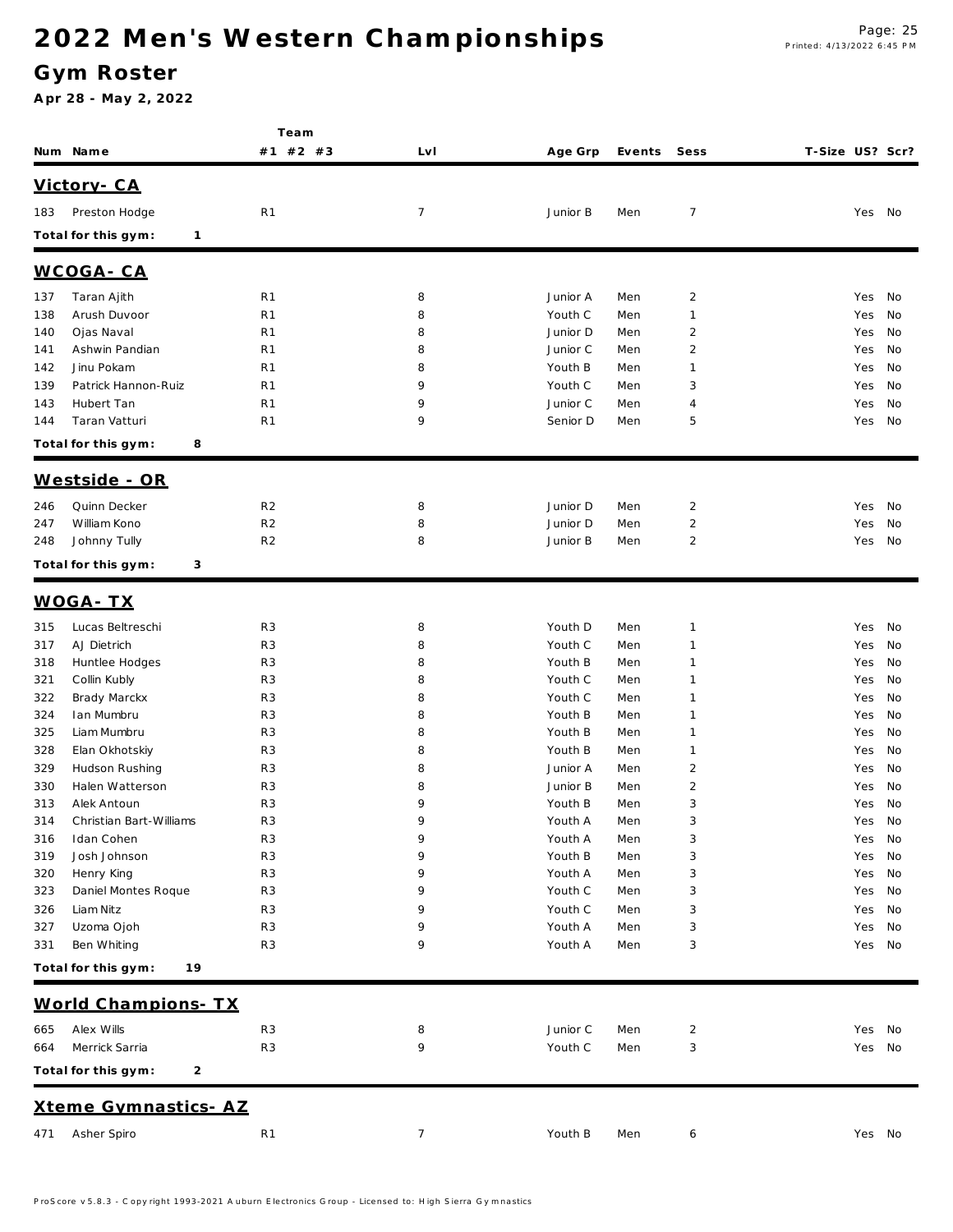# 2022 Men's Western Championships

## Gym Roster

**Apr 28 - May 2, 2022**

| Num | Name | Team #1 | #2 | #3 | Lvl | Age Grp | Events | Sess | T-Size | US? | Scr? |
|---|---|---|---|---|---|---|---|---|---|---|---|
| **Victory- CA** | | | | | | | | | | | |
| 183 | Preston Hodge | R1 | | | 7 | Junior B | Men | 7 | | Yes | No |
| **Total for this gym:** | **1** | | | | | | | | | | |
| **WCOGA- CA** | | | | | | | | | | | |
| 137 | Taran Ajith | R1 | | | 8 | Junior A | Men | 2 | | Yes | No |
| 138 | Arush Duvoor | R1 | | | 8 | Youth C | Men | 1 | | Yes | No |
| 140 | Ojas Naval | R1 | | | 8 | Junior D | Men | 2 | | Yes | No |
| 141 | Ashwin Pandian | R1 | | | 8 | Junior C | Men | 2 | | Yes | No |
| 142 | Jinu Pokam | R1 | | | 8 | Youth B | Men | 1 | | Yes | No |
| 139 | Patrick Hannon-Ruiz | R1 | | | 9 | Youth C | Men | 3 | | Yes | No |
| 143 | Hubert Tan | R1 | | | 9 | Junior C | Men | 4 | | Yes | No |
| 144 | Taran Vatturi | R1 | | | 9 | Senior D | Men | 5 | | Yes | No |
| **Total for this gym:** | **8** | | | | | | | | | | |
| **Westside - OR** | | | | | | | | | | | |
| 246 | Quinn Decker | R2 | | | 8 | Junior D | Men | 2 | | Yes | No |
| 247 | William Kono | R2 | | | 8 | Junior D | Men | 2 | | Yes | No |
| 248 | Johnny Tully | R2 | | | 8 | Junior B | Men | 2 | | Yes | No |
| **Total for this gym:** | **3** | | | | | | | | | | |
| **WOGA- TX** | | | | | | | | | | | |
| 315 | Lucas Beltreschi | R3 | | | 8 | Youth D | Men | 1 | | Yes | No |
| 317 | AJ Dietrich | R3 | | | 8 | Youth C | Men | 1 | | Yes | No |
| 318 | Huntlee Hodges | R3 | | | 8 | Youth B | Men | 1 | | Yes | No |
| 321 | Collin Kubly | R3 | | | 8 | Youth C | Men | 1 | | Yes | No |
| 322 | Brady Marckx | R3 | | | 8 | Youth C | Men | 1 | | Yes | No |
| 324 | Ian Mumbru | R3 | | | 8 | Youth B | Men | 1 | | Yes | No |
| 325 | Liam Mumbru | R3 | | | 8 | Youth B | Men | 1 | | Yes | No |
| 328 | Elan Okhotskiy | R3 | | | 8 | Youth B | Men | 1 | | Yes | No |
| 329 | Hudson Rushing | R3 | | | 8 | Junior A | Men | 2 | | Yes | No |
| 330 | Halen Watterson | R3 | | | 8 | Junior B | Men | 2 | | Yes | No |
| 313 | Alek Antoun | R3 | | | 9 | Youth B | Men | 3 | | Yes | No |
| 314 | Christian Bart-Williams | R3 | | | 9 | Youth A | Men | 3 | | Yes | No |
| 316 | Idan Cohen | R3 | | | 9 | Youth A | Men | 3 | | Yes | No |
| 319 | Josh Johnson | R3 | | | 9 | Youth B | Men | 3 | | Yes | No |
| 320 | Henry King | R3 | | | 9 | Youth A | Men | 3 | | Yes | No |
| 323 | Daniel Montes Roque | R3 | | | 9 | Youth C | Men | 3 | | Yes | No |
| 326 | Liam Nitz | R3 | | | 9 | Youth C | Men | 3 | | Yes | No |
| 327 | Uzoma Ojoh | R3 | | | 9 | Youth A | Men | 3 | | Yes | No |
| 331 | Ben Whiting | R3 | | | 9 | Youth A | Men | 3 | | Yes | No |
| **Total for this gym:** | **19** | | | | | | | | | | |
| **World Champions- TX** | | | | | | | | | | | |
| 665 | Alex Wills | R3 | | | 8 | Junior C | Men | 2 | | Yes | No |
| 664 | Merrick Sarria | R3 | | | 9 | Youth C | Men | 3 | | Yes | No |
| **Total for this gym:** | **2** | | | | | | | | | | |
| **Xteme Gymnastics- AZ** | | | | | | | | | | | |
| 471 | Asher Spiro | R1 | | | 7 | Youth B | Men | 6 | | Yes | No |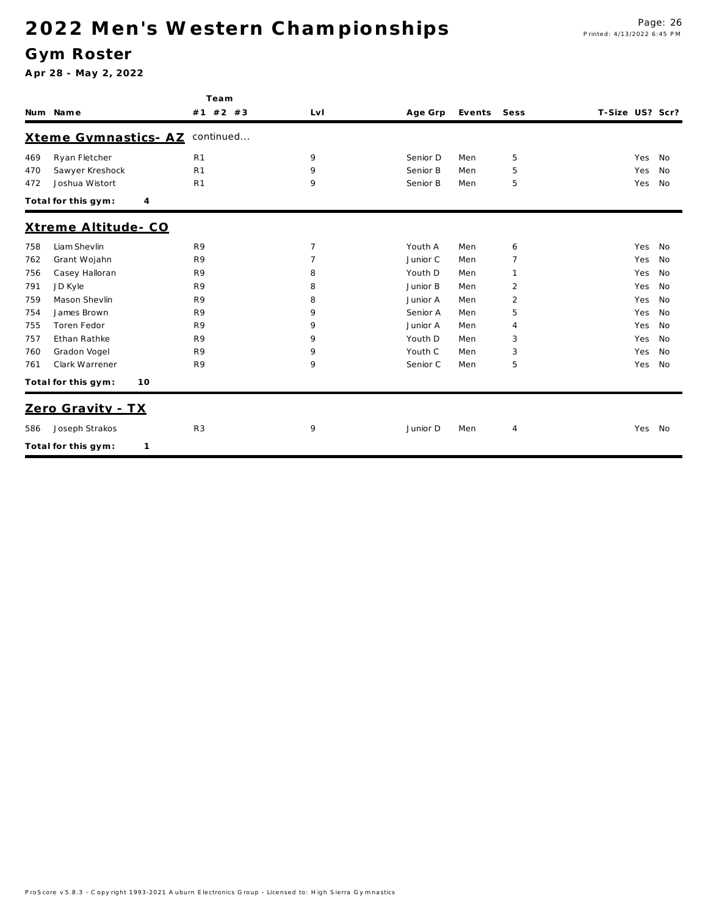# 2022 Men's Western Championships

## Gym Roster

**Apr 28 - May 2, 2022**

| Num | Name | Team #1 | Team #2 | Team #3 | Lvl | Age Grp | Events | Sess | T-Size | US? | Scr? |
|---|---|---|---|---|---|---|---|---|---|---|---|
| **Xteme Gymnastics- AZ** continued... | | | | | | | | | | | |
| 469 | Ryan Fletcher | R1 | | | 9 | Senior D | Men | 5 | | Yes | No |
| 470 | Sawyer Kreshock | R1 | | | 9 | Senior B | Men | 5 | | Yes | No |
| 472 | Joshua Wistort | R1 | | | 9 | Senior B | Men | 5 | | Yes | No |
| **Total for this gym:** | **4** | | | | | | | | | | |
| **Xtreme Altitude- CO** | | | | | | | | | | | |
| 758 | Liam Shevlin | R9 | | | 7 | Youth A | Men | 6 | | Yes | No |
| 762 | Grant Wojahn | R9 | | | 7 | Junior C | Men | 7 | | Yes | No |
| 756 | Casey Halloran | R9 | | | 8 | Youth D | Men | 1 | | Yes | No |
| 791 | JD Kyle | R9 | | | 8 | Junior B | Men | 2 | | Yes | No |
| 759 | Mason Shevlin | R9 | | | 8 | Junior A | Men | 2 | | Yes | No |
| 754 | James Brown | R9 | | | 9 | Senior A | Men | 5 | | Yes | No |
| 755 | Toren Fedor | R9 | | | 9 | Junior A | Men | 4 | | Yes | No |
| 757 | Ethan Rathke | R9 | | | 9 | Youth D | Men | 3 | | Yes | No |
| 760 | Gradon Vogel | R9 | | | 9 | Youth C | Men | 3 | | Yes | No |
| 761 | Clark Warrener | R9 | | | 9 | Senior C | Men | 5 | | Yes | No |
| **Total for this gym:** | **10** | | | | | | | | | | |
| **Zero Gravity - TX** | | | | | | | | | | | |
| 586 | Joseph Strakos | R3 | | | 9 | Junior D | Men | 4 | | Yes | No |
| **Total for this gym:** | **1** | | | | | | | | | | |

ProScore v5.8.3 - Copyright 1993-2021 Auburn Electronics Group - Licensed to: High Sierra Gymnastics